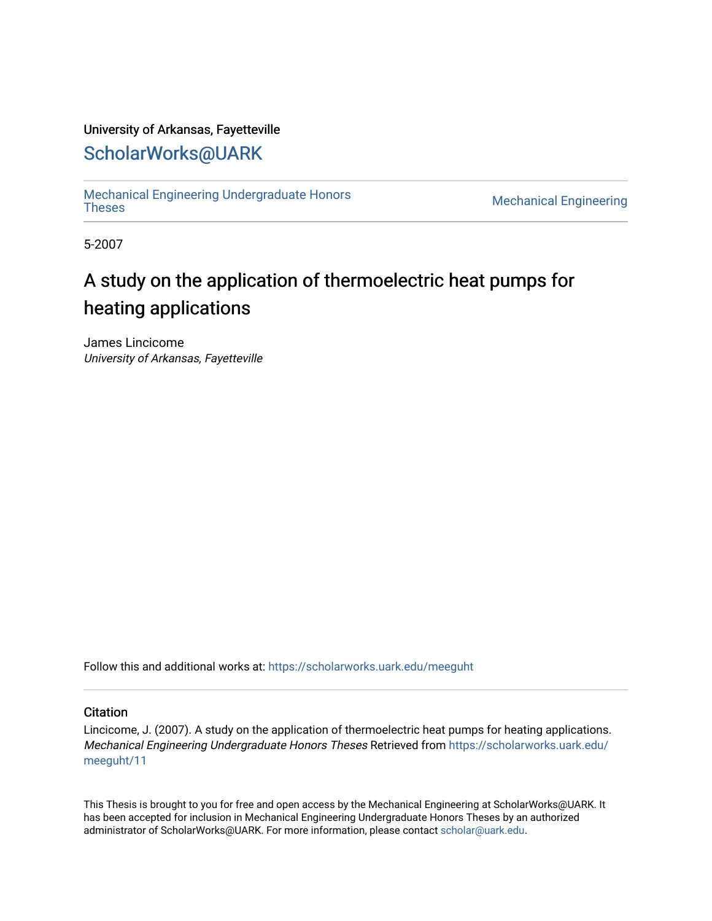University of Arkansas, Fayetteville

# ScholarWorks@UARK

Mechanical Engineering Undergraduate Honors Theses | Mechanical Engineering

5-2007

# A study on the application of thermoelectric heat pumps for heating applications

James Lincicome
*University of Arkansas, Fayetteville*

Follow this and additional works at: https://scholarworks.uark.edu/meeguht

## Citation

Lincicome, J. (2007). A study on the application of thermoelectric heat pumps for heating applications. *Mechanical Engineering Undergraduate Honors Theses* Retrieved from https://scholarworks.uark.edu/meeguht/11

This Thesis is brought to you for free and open access by the Mechanical Engineering at ScholarWorks@UARK. It has been accepted for inclusion in Mechanical Engineering Undergraduate Honors Theses by an authorized administrator of ScholarWorks@UARK. For more information, please contact scholar@uark.edu.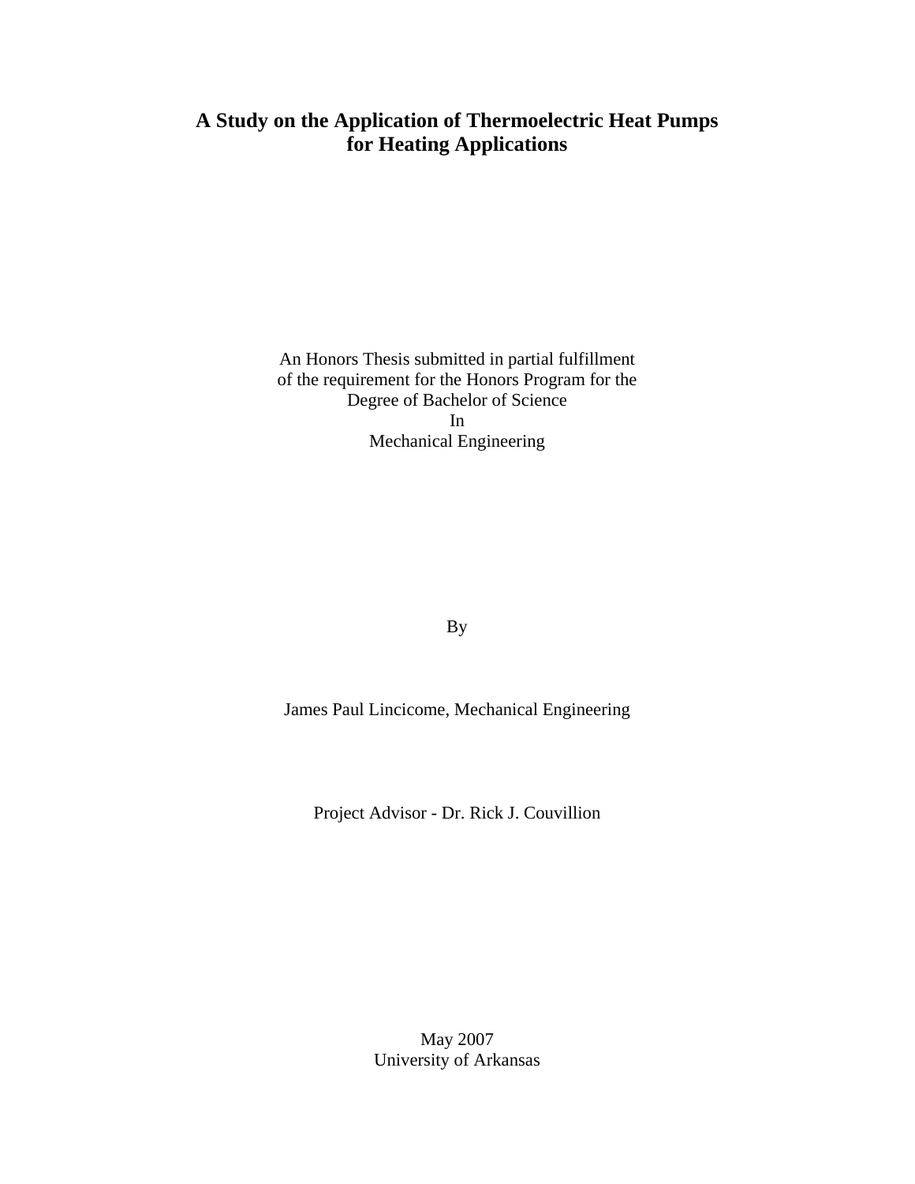# A Study on the Application of Thermoelectric Heat Pumps for Heating Applications

An Honors Thesis submitted in partial fulfillment
of the requirement for the Honors Program for the
Degree of Bachelor of Science
In
Mechanical Engineering

By

James Paul Lincicome, Mechanical Engineering

Project Advisor - Dr. Rick J. Couvillion

May 2007
University of Arkansas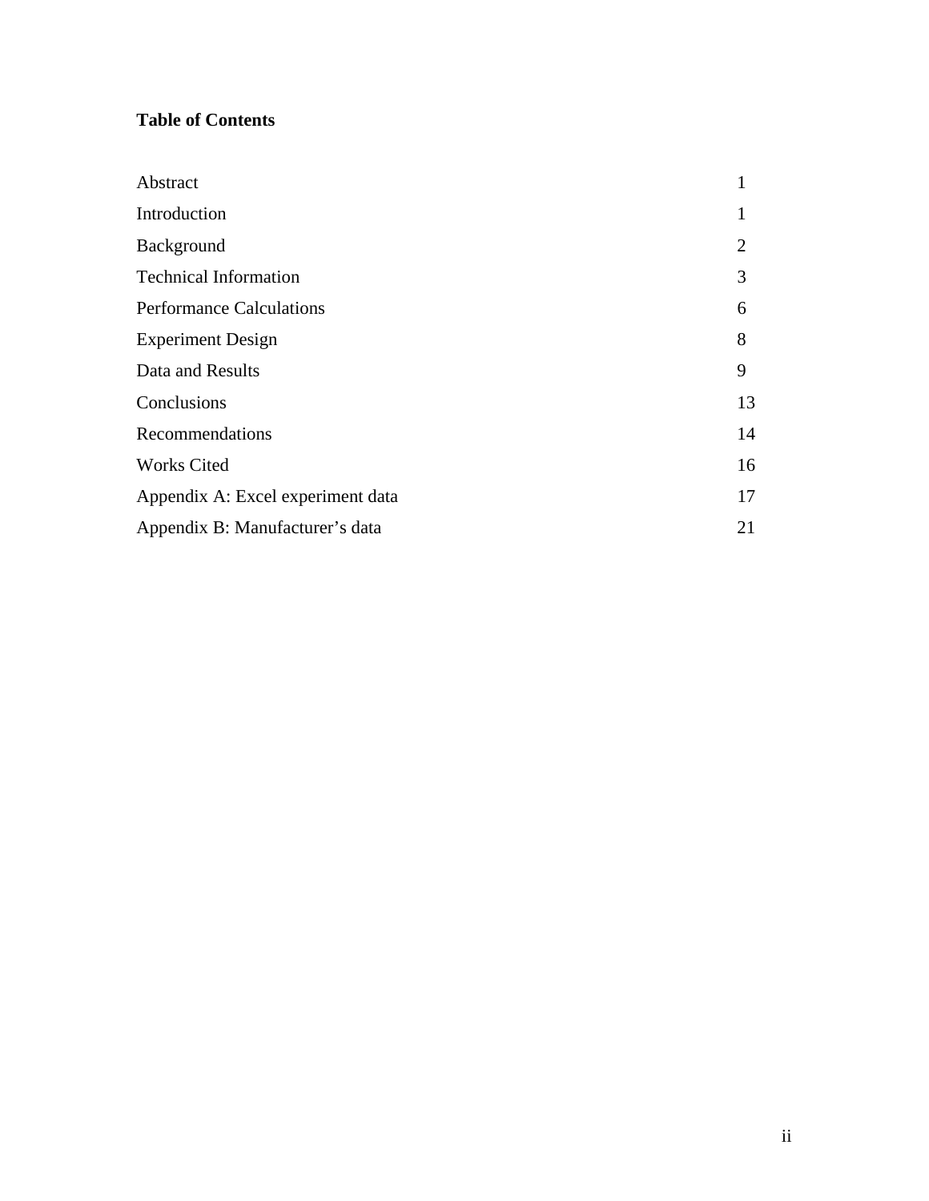**Table of Contents**

| | |
|---|---|
| Abstract | 1 |
| Introduction | 1 |
| Background | 2 |
| Technical Information | 3 |
| Performance Calculations | 6 |
| Experiment Design | 8 |
| Data and Results | 9 |
| Conclusions | 13 |
| Recommendations | 14 |
| Works Cited | 16 |
| Appendix A: Excel experiment data | 17 |
| Appendix B: Manufacturer's data | 21 |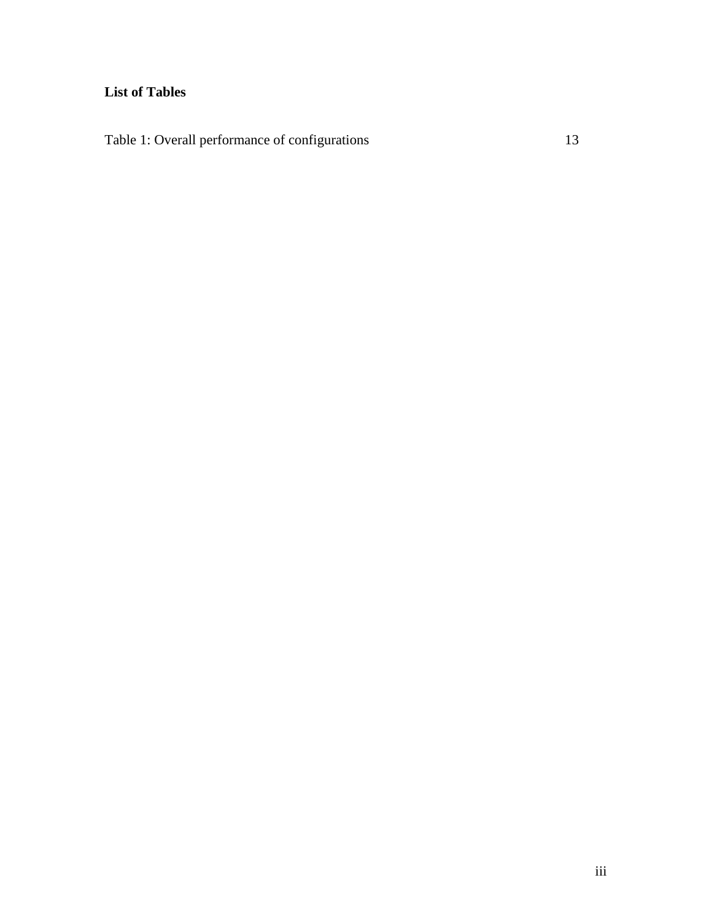**List of Tables**

Table 1: Overall performance of configurations 13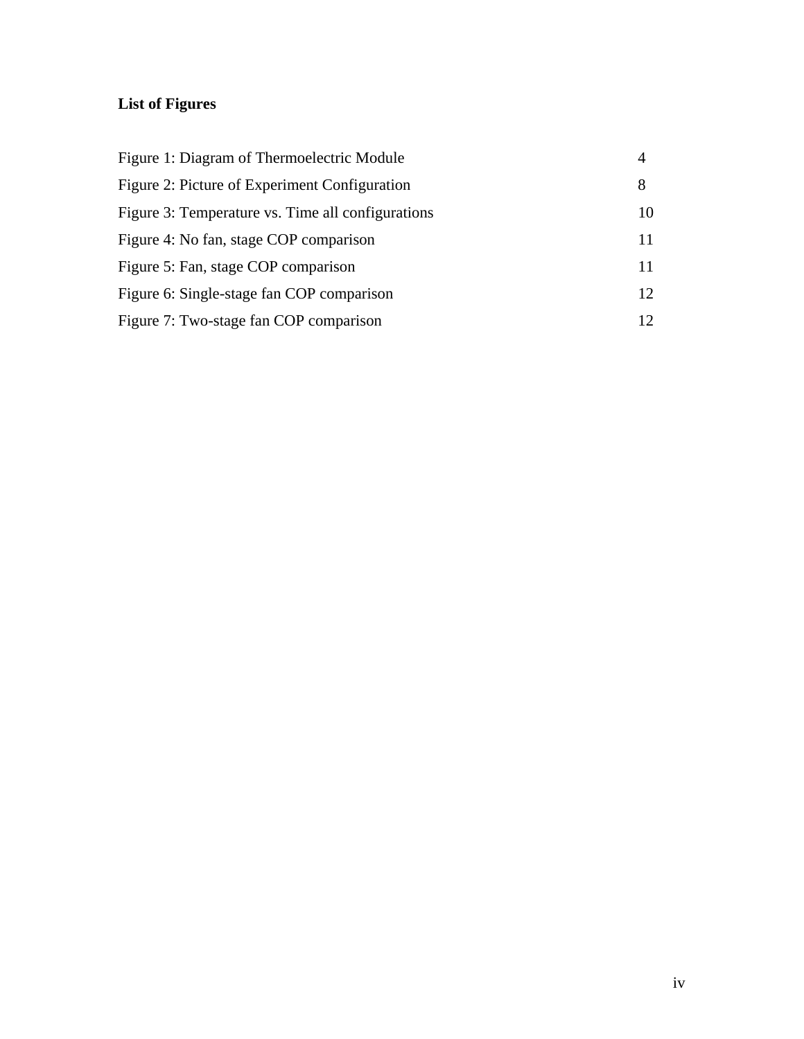**List of Figures**

| | |
|---|---|
| Figure 1: Diagram of Thermoelectric Module | 4 |
| Figure 2: Picture of Experiment Configuration | 8 |
| Figure 3: Temperature vs. Time all configurations | 10 |
| Figure 4: No fan, stage COP comparison | 11 |
| Figure 5: Fan, stage COP comparison | 11 |
| Figure 6: Single-stage fan COP comparison | 12 |
| Figure 7: Two-stage fan COP comparison | 12 |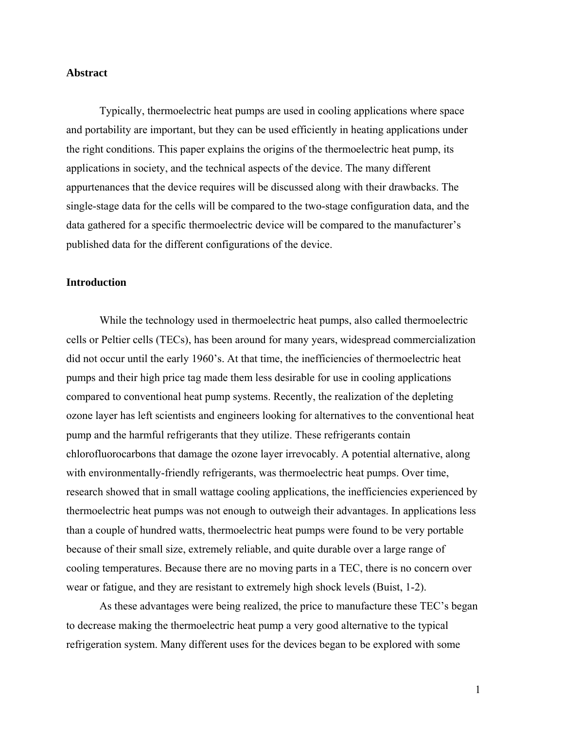## Abstract

Typically, thermoelectric heat pumps are used in cooling applications where space and portability are important, but they can be used efficiently in heating applications under the right conditions. This paper explains the origins of the thermoelectric heat pump, its applications in society, and the technical aspects of the device. The many different appurtenances that the device requires will be discussed along with their drawbacks. The single-stage data for the cells will be compared to the two-stage configuration data, and the data gathered for a specific thermoelectric device will be compared to the manufacturer's published data for the different configurations of the device.

## Introduction

While the technology used in thermoelectric heat pumps, also called thermoelectric cells or Peltier cells (TECs), has been around for many years, widespread commercialization did not occur until the early 1960's. At that time, the inefficiencies of thermoelectric heat pumps and their high price tag made them less desirable for use in cooling applications compared to conventional heat pump systems. Recently, the realization of the depleting ozone layer has left scientists and engineers looking for alternatives to the conventional heat pump and the harmful refrigerants that they utilize. These refrigerants contain chlorofluorocarbons that damage the ozone layer irrevocably. A potential alternative, along with environmentally-friendly refrigerants, was thermoelectric heat pumps. Over time, research showed that in small wattage cooling applications, the inefficiencies experienced by thermoelectric heat pumps was not enough to outweigh their advantages. In applications less than a couple of hundred watts, thermoelectric heat pumps were found to be very portable because of their small size, extremely reliable, and quite durable over a large range of cooling temperatures. Because there are no moving parts in a TEC, there is no concern over wear or fatigue, and they are resistant to extremely high shock levels (Buist, 1-2).

As these advantages were being realized, the price to manufacture these TEC's began to decrease making the thermoelectric heat pump a very good alternative to the typical refrigeration system. Many different uses for the devices began to be explored with some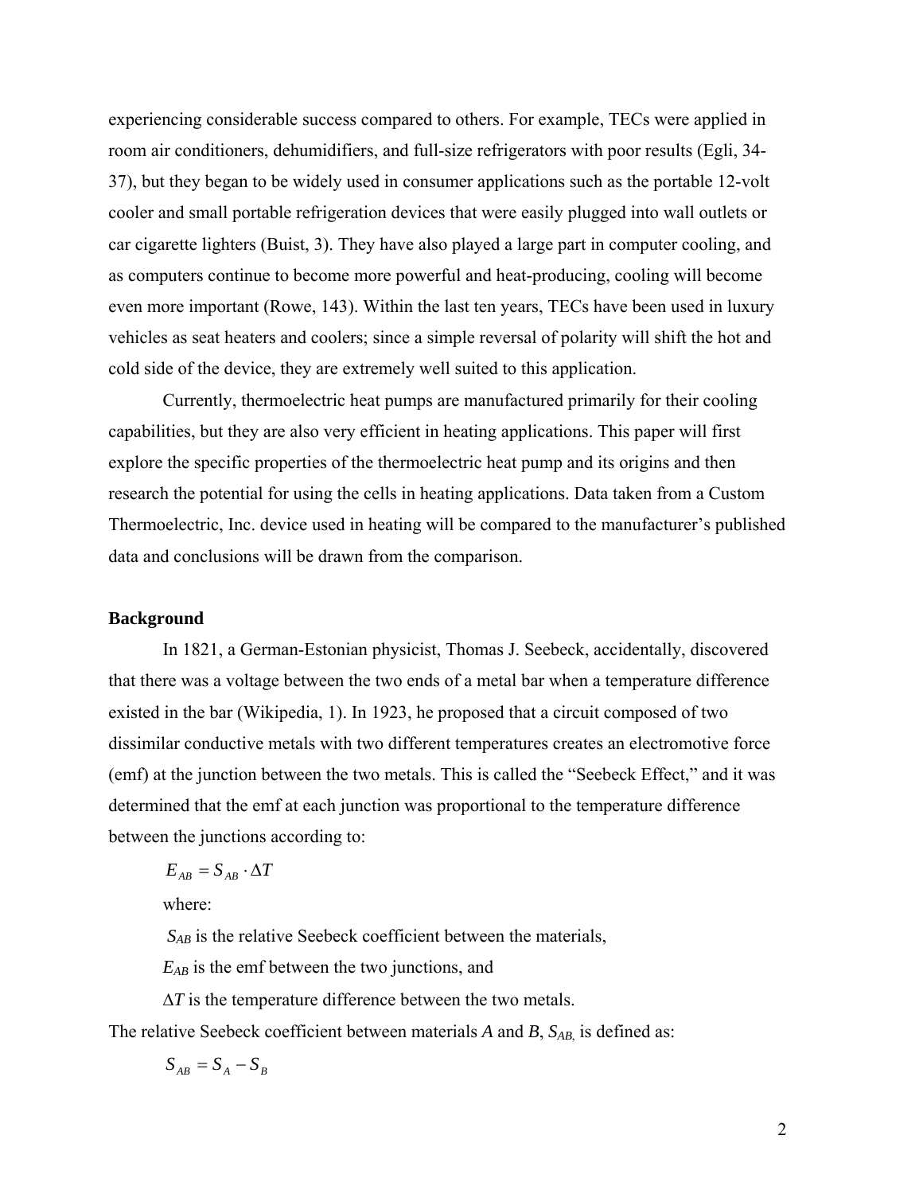experiencing considerable success compared to others. For example, TECs were applied in room air conditioners, dehumidifiers, and full-size refrigerators with poor results (Egli, 34-37), but they began to be widely used in consumer applications such as the portable 12-volt cooler and small portable refrigeration devices that were easily plugged into wall outlets or car cigarette lighters (Buist, 3). They have also played a large part in computer cooling, and as computers continue to become more powerful and heat-producing, cooling will become even more important (Rowe, 143). Within the last ten years, TECs have been used in luxury vehicles as seat heaters and coolers; since a simple reversal of polarity will shift the hot and cold side of the device, they are extremely well suited to this application.

Currently, thermoelectric heat pumps are manufactured primarily for their cooling capabilities, but they are also very efficient in heating applications. This paper will first explore the specific properties of the thermoelectric heat pump and its origins and then research the potential for using the cells in heating applications. Data taken from a Custom Thermoelectric, Inc. device used in heating will be compared to the manufacturer's published data and conclusions will be drawn from the comparison.

**Background**

In 1821, a German-Estonian physicist, Thomas J. Seebeck, accidentally, discovered that there was a voltage between the two ends of a metal bar when a temperature difference existed in the bar (Wikipedia, 1). In 1923, he proposed that a circuit composed of two dissimilar conductive metals with two different temperatures creates an electromotive force (emf) at the junction between the two metals. This is called the "Seebeck Effect," and it was determined that the emf at each junction was proportional to the temperature difference between the junctions according to:

$$E_{AB} = S_{AB} \cdot \Delta T$$

where:

$S_{AB}$ is the relative Seebeck coefficient between the materials,

$E_{AB}$ is the emf between the two junctions, and

$\Delta T$ is the temperature difference between the two metals.

The relative Seebeck coefficient between materials *A* and *B*, $S_{AB,}$ is defined as:

$$S_{AB} = S_A - S_B$$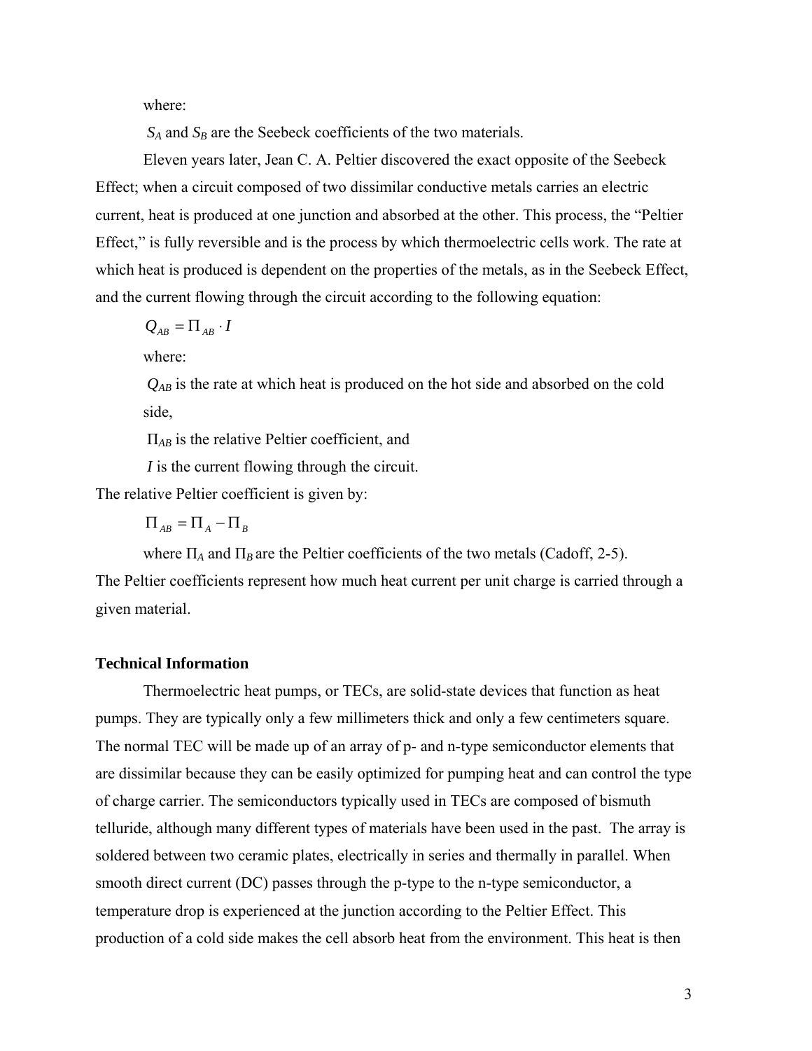where:

$S_A$ and $S_B$ are the Seebeck coefficients of the two materials.

Eleven years later, Jean C. A. Peltier discovered the exact opposite of the Seebeck Effect; when a circuit composed of two dissimilar conductive metals carries an electric current, heat is produced at one junction and absorbed at the other. This process, the "Peltier Effect," is fully reversible and is the process by which thermoelectric cells work. The rate at which heat is produced is dependent on the properties of the metals, as in the Seebeck Effect, and the current flowing through the circuit according to the following equation:

$$Q_{AB} = \Pi_{AB} \cdot I$$

where:

$Q_{AB}$ is the rate at which heat is produced on the hot side and absorbed on the cold side,

$\Pi_{AB}$ is the relative Peltier coefficient, and

$I$ is the current flowing through the circuit.

The relative Peltier coefficient is given by:

$$\Pi_{AB} = \Pi_A - \Pi_B$$

where $\Pi_A$ and $\Pi_B$ are the Peltier coefficients of the two metals (Cadoff, 2-5). The Peltier coefficients represent how much heat current per unit charge is carried through a given material.

**Technical Information**

Thermoelectric heat pumps, or TECs, are solid-state devices that function as heat pumps. They are typically only a few millimeters thick and only a few centimeters square. The normal TEC will be made up of an array of p- and n-type semiconductor elements that are dissimilar because they can be easily optimized for pumping heat and can control the type of charge carrier. The semiconductors typically used in TECs are composed of bismuth telluride, although many different types of materials have been used in the past. The array is soldered between two ceramic plates, electrically in series and thermally in parallel. When smooth direct current (DC) passes through the p-type to the n-type semiconductor, a temperature drop is experienced at the junction according to the Peltier Effect. This production of a cold side makes the cell absorb heat from the environment. This heat is then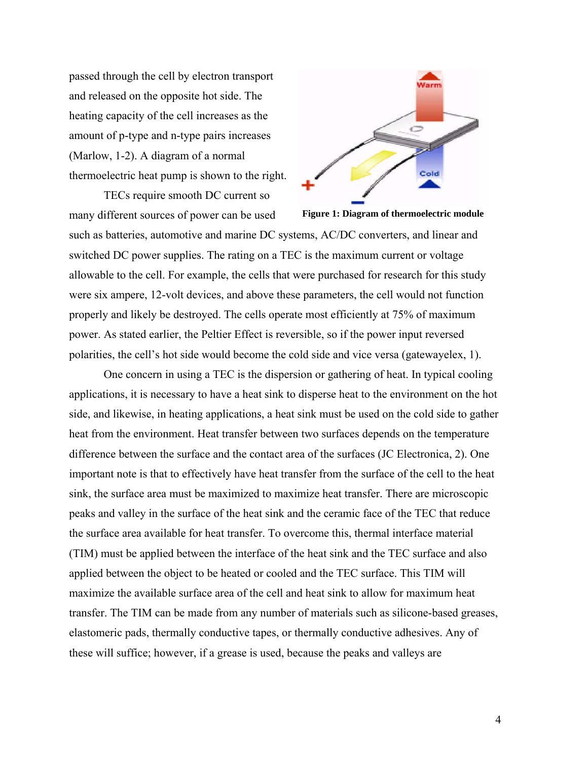passed through the cell by electron transport and released on the opposite hot side. The heating capacity of the cell increases as the amount of p-type and n-type pairs increases (Marlow, 1-2). A diagram of a normal thermoelectric heat pump is shown to the right.

**Figure 1: Diagram of thermoelectric module**

TECs require smooth DC current so many different sources of power can be used such as batteries, automotive and marine DC systems, AC/DC converters, and linear and switched DC power supplies. The rating on a TEC is the maximum current or voltage allowable to the cell. For example, the cells that were purchased for research for this study were six ampere, 12-volt devices, and above these parameters, the cell would not function properly and likely be destroyed. The cells operate most efficiently at 75% of maximum power. As stated earlier, the Peltier Effect is reversible, so if the power input reversed polarities, the cell's hot side would become the cold side and vice versa (gatewayelex, 1).

One concern in using a TEC is the dispersion or gathering of heat. In typical cooling applications, it is necessary to have a heat sink to disperse heat to the environment on the hot side, and likewise, in heating applications, a heat sink must be used on the cold side to gather heat from the environment. Heat transfer between two surfaces depends on the temperature difference between the surface and the contact area of the surfaces (JC Electronica, 2). One important note is that to effectively have heat transfer from the surface of the cell to the heat sink, the surface area must be maximized to maximize heat transfer. There are microscopic peaks and valley in the surface of the heat sink and the ceramic face of the TEC that reduce the surface area available for heat transfer. To overcome this, thermal interface material (TIM) must be applied between the interface of the heat sink and the TEC surface and also applied between the object to be heated or cooled and the TEC surface. This TIM will maximize the available surface area of the cell and heat sink to allow for maximum heat transfer. The TIM can be made from any number of materials such as silicone-based greases, elastomeric pads, thermally conductive tapes, or thermally conductive adhesives. Any of these will suffice; however, if a grease is used, because the peaks and valleys are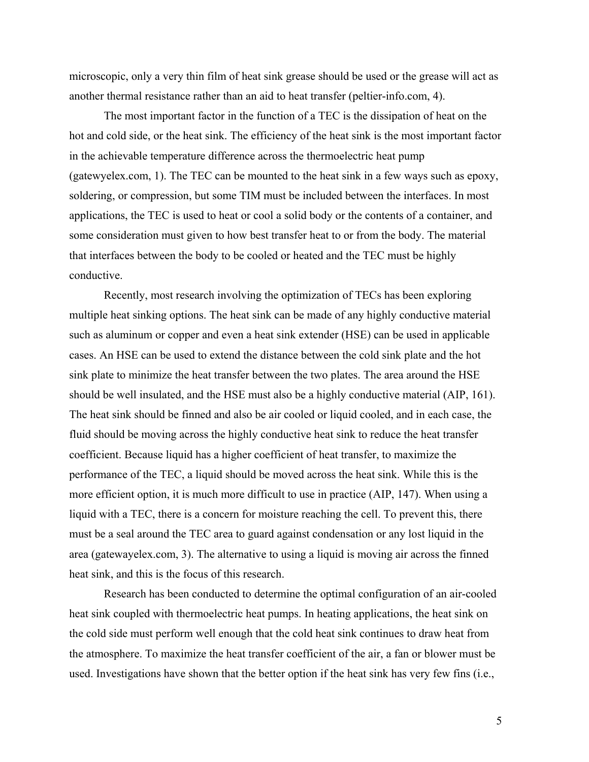microscopic, only a very thin film of heat sink grease should be used or the grease will act as another thermal resistance rather than an aid to heat transfer (peltier-info.com, 4).

The most important factor in the function of a TEC is the dissipation of heat on the hot and cold side, or the heat sink. The efficiency of the heat sink is the most important factor in the achievable temperature difference across the thermoelectric heat pump (gatewyelex.com, 1). The TEC can be mounted to the heat sink in a few ways such as epoxy, soldering, or compression, but some TIM must be included between the interfaces. In most applications, the TEC is used to heat or cool a solid body or the contents of a container, and some consideration must given to how best transfer heat to or from the body. The material that interfaces between the body to be cooled or heated and the TEC must be highly conductive.

Recently, most research involving the optimization of TECs has been exploring multiple heat sinking options. The heat sink can be made of any highly conductive material such as aluminum or copper and even a heat sink extender (HSE) can be used in applicable cases. An HSE can be used to extend the distance between the cold sink plate and the hot sink plate to minimize the heat transfer between the two plates. The area around the HSE should be well insulated, and the HSE must also be a highly conductive material (AIP, 161). The heat sink should be finned and also be air cooled or liquid cooled, and in each case, the fluid should be moving across the highly conductive heat sink to reduce the heat transfer coefficient. Because liquid has a higher coefficient of heat transfer, to maximize the performance of the TEC, a liquid should be moved across the heat sink. While this is the more efficient option, it is much more difficult to use in practice (AIP, 147). When using a liquid with a TEC, there is a concern for moisture reaching the cell. To prevent this, there must be a seal around the TEC area to guard against condensation or any lost liquid in the area (gatewayelex.com, 3). The alternative to using a liquid is moving air across the finned heat sink, and this is the focus of this research.

Research has been conducted to determine the optimal configuration of an air-cooled heat sink coupled with thermoelectric heat pumps. In heating applications, the heat sink on the cold side must perform well enough that the cold heat sink continues to draw heat from the atmosphere. To maximize the heat transfer coefficient of the air, a fan or blower must be used. Investigations have shown that the better option if the heat sink has very few fins (i.e.,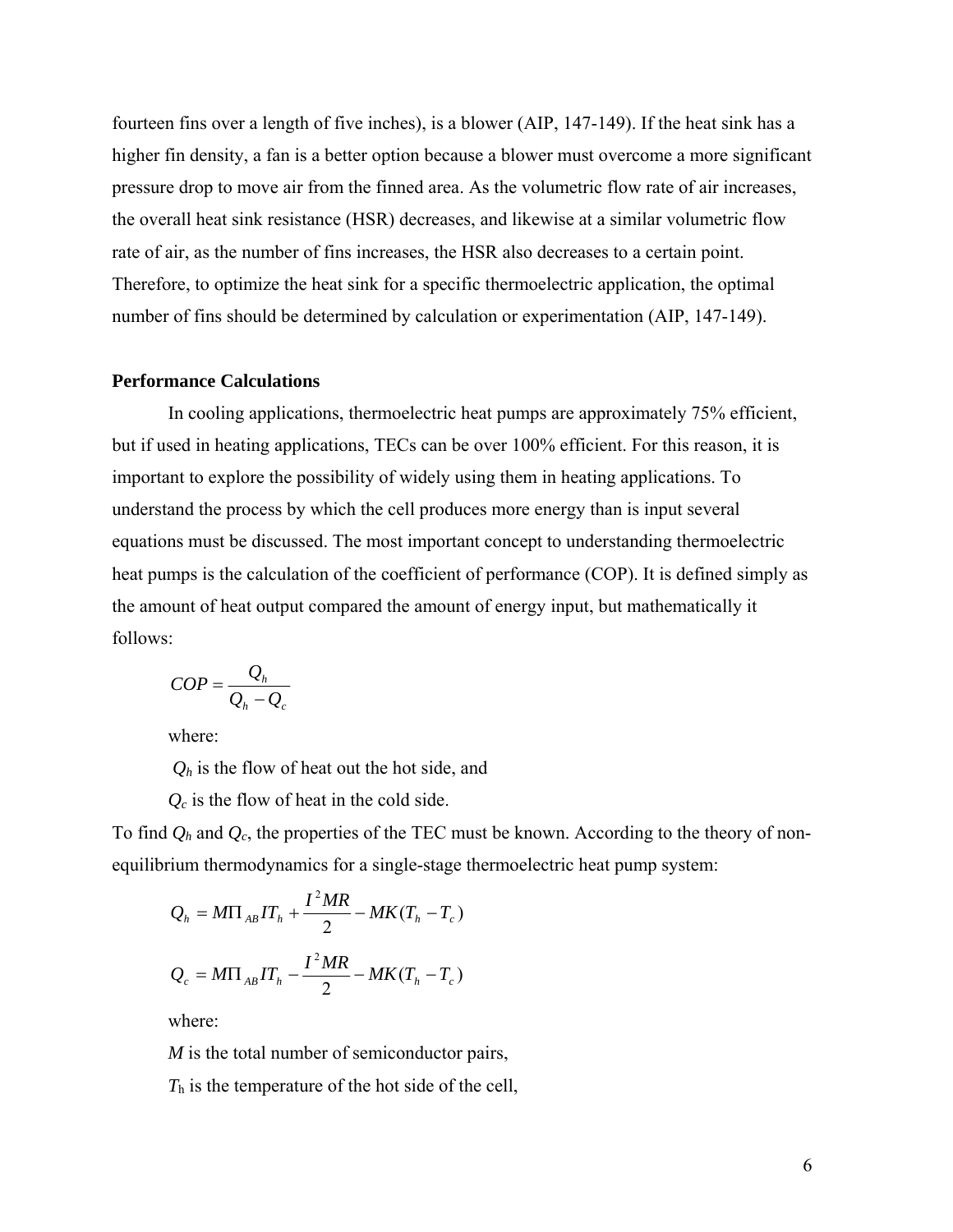fourteen fins over a length of five inches), is a blower (AIP, 147-149). If the heat sink has a higher fin density, a fan is a better option because a blower must overcome a more significant pressure drop to move air from the finned area. As the volumetric flow rate of air increases, the overall heat sink resistance (HSR) decreases, and likewise at a similar volumetric flow rate of air, as the number of fins increases, the HSR also decreases to a certain point. Therefore, to optimize the heat sink for a specific thermoelectric application, the optimal number of fins should be determined by calculation or experimentation (AIP, 147-149).

**Performance Calculations**

In cooling applications, thermoelectric heat pumps are approximately 75% efficient, but if used in heating applications, TECs can be over 100% efficient. For this reason, it is important to explore the possibility of widely using them in heating applications. To understand the process by which the cell produces more energy than is input several equations must be discussed. The most important concept to understanding thermoelectric heat pumps is the calculation of the coefficient of performance (COP). It is defined simply as the amount of heat output compared the amount of energy input, but mathematically it follows:

$$COP = \frac{Q_h}{Q_h - Q_c}$$

where:

$Q_h$ is the flow of heat out the hot side, and

$Q_c$ is the flow of heat in the cold side.

To find $Q_h$ and $Q_c$, the properties of the TEC must be known. According to the theory of non-equilibrium thermodynamics for a single-stage thermoelectric heat pump system:

$$Q_h = M\Pi_{AB} IT_h + \frac{I^2 MR}{2} - MK(T_h - T_c)$$

$$Q_c = M\Pi_{AB} IT_h - \frac{I^2 MR}{2} - MK(T_h - T_c)$$

where:

$M$ is the total number of semiconductor pairs,

$T_h$ is the temperature of the hot side of the cell,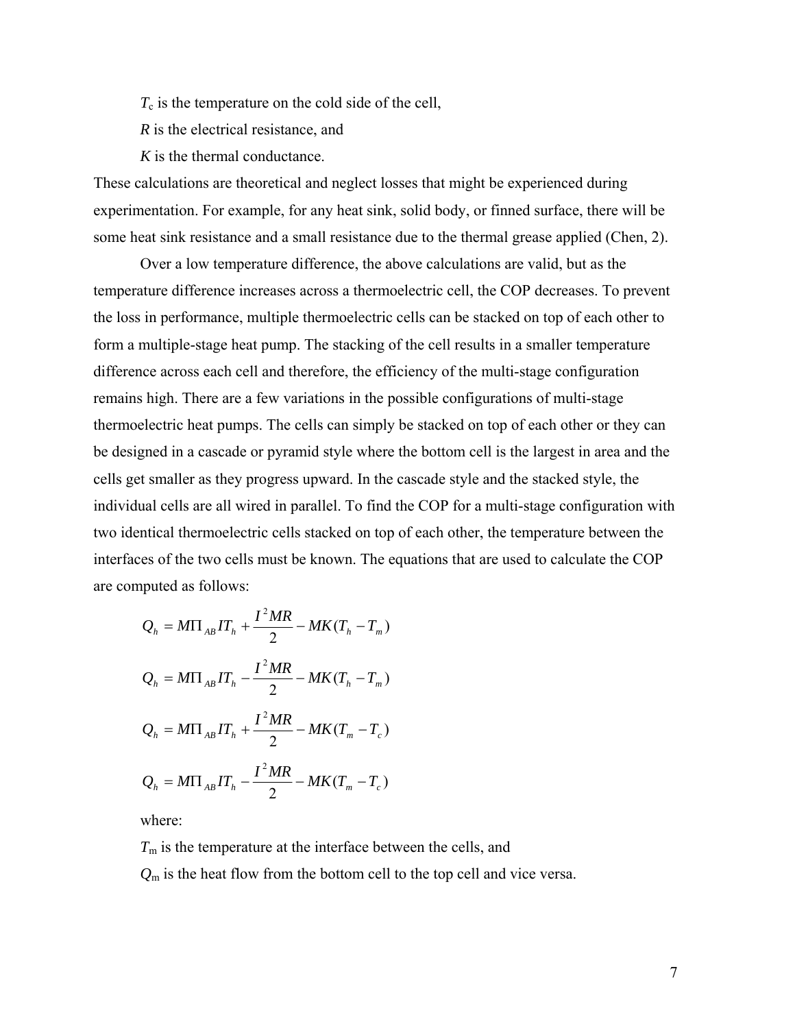$T_c$ is the temperature on the cold side of the cell,

$R$ is the electrical resistance, and

$K$ is the thermal conductance.

These calculations are theoretical and neglect losses that might be experienced during experimentation. For example, for any heat sink, solid body, or finned surface, there will be some heat sink resistance and a small resistance due to the thermal grease applied (Chen, 2).

Over a low temperature difference, the above calculations are valid, but as the temperature difference increases across a thermoelectric cell, the COP decreases. To prevent the loss in performance, multiple thermoelectric cells can be stacked on top of each other to form a multiple-stage heat pump. The stacking of the cell results in a smaller temperature difference across each cell and therefore, the efficiency of the multi-stage configuration remains high. There are a few variations in the possible configurations of multi-stage thermoelectric heat pumps. The cells can simply be stacked on top of each other or they can be designed in a cascade or pyramid style where the bottom cell is the largest in area and the cells get smaller as they progress upward. In the cascade style and the stacked style, the individual cells are all wired in parallel. To find the COP for a multi-stage configuration with two identical thermoelectric cells stacked on top of each other, the temperature between the interfaces of the two cells must be known. The equations that are used to calculate the COP are computed as follows:

$$Q_h = M\Pi_{AB} IT_h + \frac{I^2 MR}{2} - MK(T_h - T_m)$$

$$Q_h = M\Pi_{AB} IT_h - \frac{I^2 MR}{2} - MK(T_h - T_m)$$

$$Q_h = M\Pi_{AB} IT_h + \frac{I^2 MR}{2} - MK(T_m - T_c)$$

$$Q_h = M\Pi_{AB} IT_h - \frac{I^2 MR}{2} - MK(T_m - T_c)$$

where:

$T_m$ is the temperature at the interface between the cells, and

$Q_m$ is the heat flow from the bottom cell to the top cell and vice versa.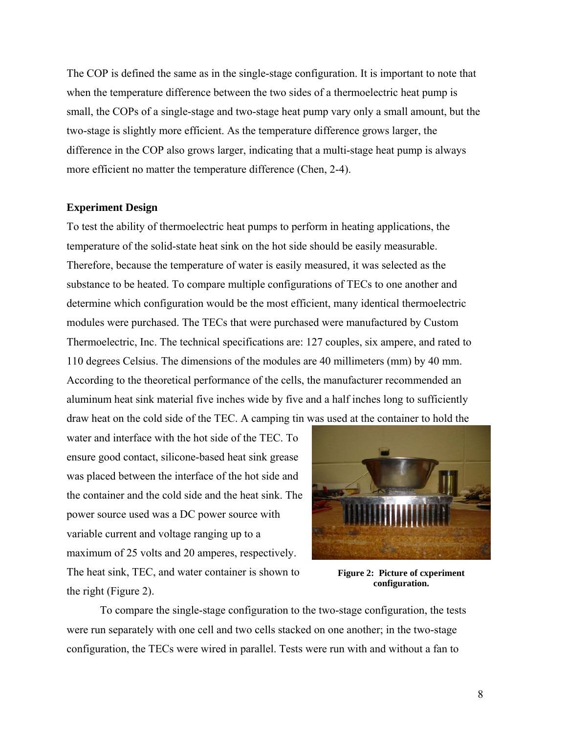The COP is defined the same as in the single-stage configuration. It is important to note that when the temperature difference between the two sides of a thermoelectric heat pump is small, the COPs of a single-stage and two-stage heat pump vary only a small amount, but the two-stage is slightly more efficient. As the temperature difference grows larger, the difference in the COP also grows larger, indicating that a multi-stage heat pump is always more efficient no matter the temperature difference (Chen, 2-4).

**Experiment Design**

To test the ability of thermoelectric heat pumps to perform in heating applications, the temperature of the solid-state heat sink on the hot side should be easily measurable. Therefore, because the temperature of water is easily measured, it was selected as the substance to be heated. To compare multiple configurations of TECs to one another and determine which configuration would be the most efficient, many identical thermoelectric modules were purchased. The TECs that were purchased were manufactured by Custom Thermoelectric, Inc. The technical specifications are: 127 couples, six ampere, and rated to 110 degrees Celsius. The dimensions of the modules are 40 millimeters (mm) by 40 mm. According to the theoretical performance of the cells, the manufacturer recommended an aluminum heat sink material five inches wide by five and a half inches long to sufficiently draw heat on the cold side of the TEC. A camping tin was used at the container to hold the water and interface with the hot side of the TEC. To ensure good contact, silicone-based heat sink grease was placed between the interface of the hot side and the container and the cold side and the heat sink. The power source used was a DC power source with variable current and voltage ranging up to a maximum of 25 volts and 20 amperes, respectively. The heat sink, TEC, and water container is shown to the right (Figure 2).

**Figure 2: Picture of cxperiment configuration.**

To compare the single-stage configuration to the two-stage configuration, the tests were run separately with one cell and two cells stacked on one another; in the two-stage configuration, the TECs were wired in parallel. Tests were run with and without a fan to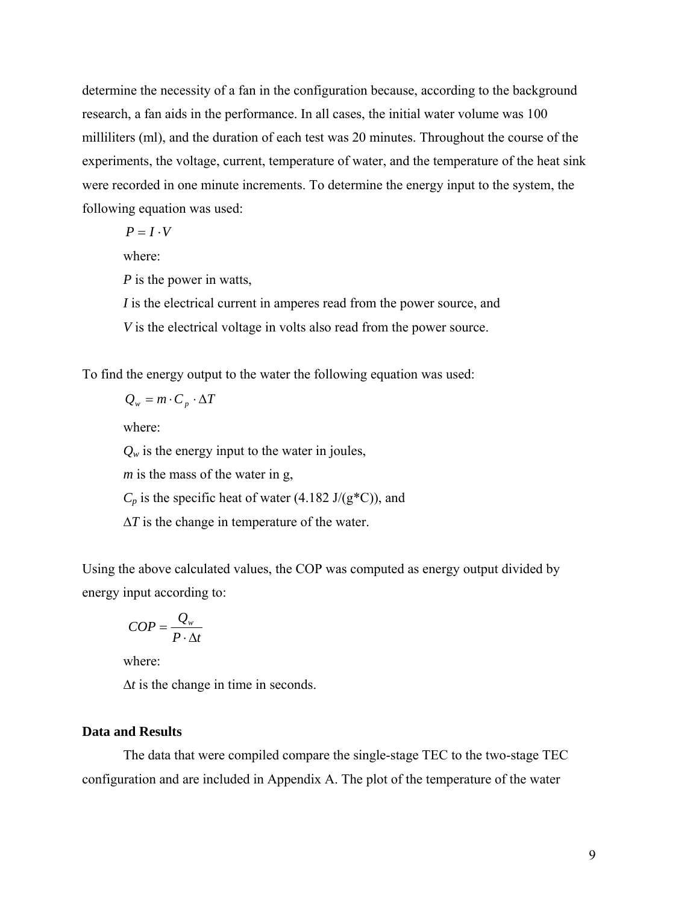determine the necessity of a fan in the configuration because, according to the background research, a fan aids in the performance. In all cases, the initial water volume was 100 milliliters (ml), and the duration of each test was 20 minutes. Throughout the course of the experiments, the voltage, current, temperature of water, and the temperature of the heat sink were recorded in one minute increments. To determine the energy input to the system, the following equation was used:

$$P = I \cdot V$$

where:

$P$ is the power in watts,

$I$ is the electrical current in amperes read from the power source, and

$V$ is the electrical voltage in volts also read from the power source.

To find the energy output to the water the following equation was used:

$$Q_w = m \cdot C_p \cdot \Delta T$$

where:

$Q_w$ is the energy input to the water in joules,

$m$ is the mass of the water in g,

$C_p$ is the specific heat of water (4.182 J/(g*C)), and

$\Delta T$ is the change in temperature of the water.

Using the above calculated values, the COP was computed as energy output divided by energy input according to:

$$COP = \frac{Q_w}{P \cdot \Delta t}$$

where:

$\Delta t$ is the change in time in seconds.

**Data and Results**

The data that were compiled compare the single-stage TEC to the two-stage TEC configuration and are included in Appendix A. The plot of the temperature of the water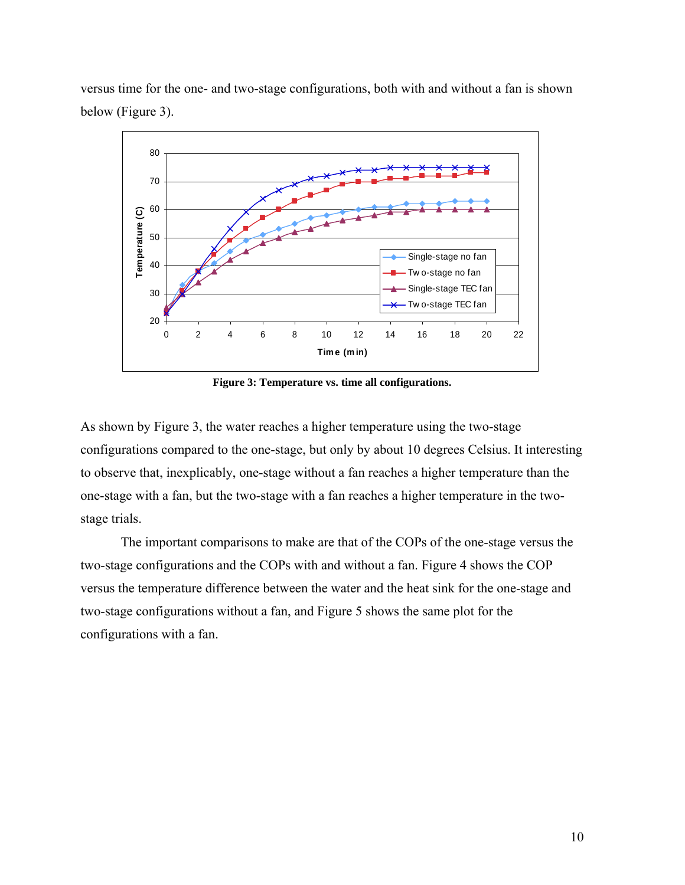versus time for the one- and two-stage configurations, both with and without a fan is shown below (Figure 3).

**Figure 3: Temperature vs. time all configurations.**

As shown by Figure 3, the water reaches a higher temperature using the two-stage configurations compared to the one-stage, but only by about 10 degrees Celsius. It interesting to observe that, inexplicably, one-stage without a fan reaches a higher temperature than the one-stage with a fan, but the two-stage with a fan reaches a higher temperature in the two-stage trials.

The important comparisons to make are that of the COPs of the one-stage versus the two-stage configurations and the COPs with and without a fan. Figure 4 shows the COP versus the temperature difference between the water and the heat sink for the one-stage and two-stage configurations without a fan, and Figure 5 shows the same plot for the configurations with a fan.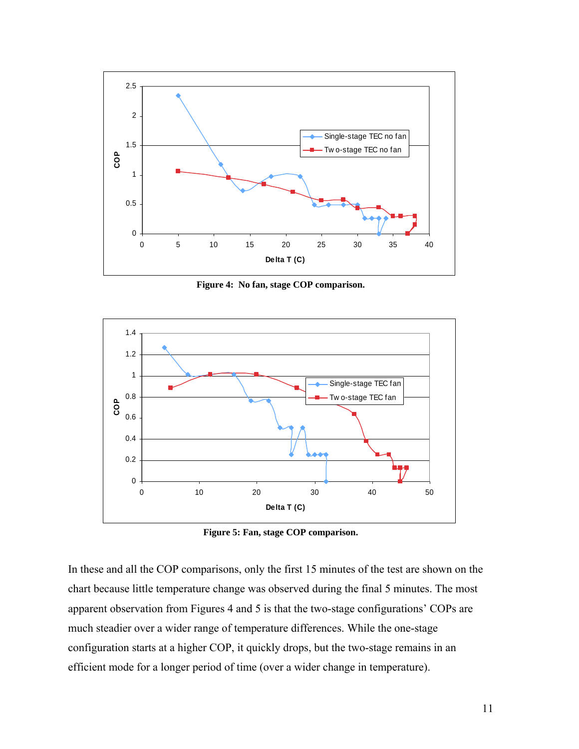Figure 4: No fan, stage COP comparison.

Figure 5: Fan, stage COP comparison.

In these and all the COP comparisons, only the first 15 minutes of the test are shown on the chart because little temperature change was observed during the final 5 minutes. The most apparent observation from Figures 4 and 5 is that the two-stage configurations' COPs are much steadier over a wider range of temperature differences. While the one-stage configuration starts at a higher COP, it quickly drops, but the two-stage remains in an efficient mode for a longer period of time (over a wider change in temperature).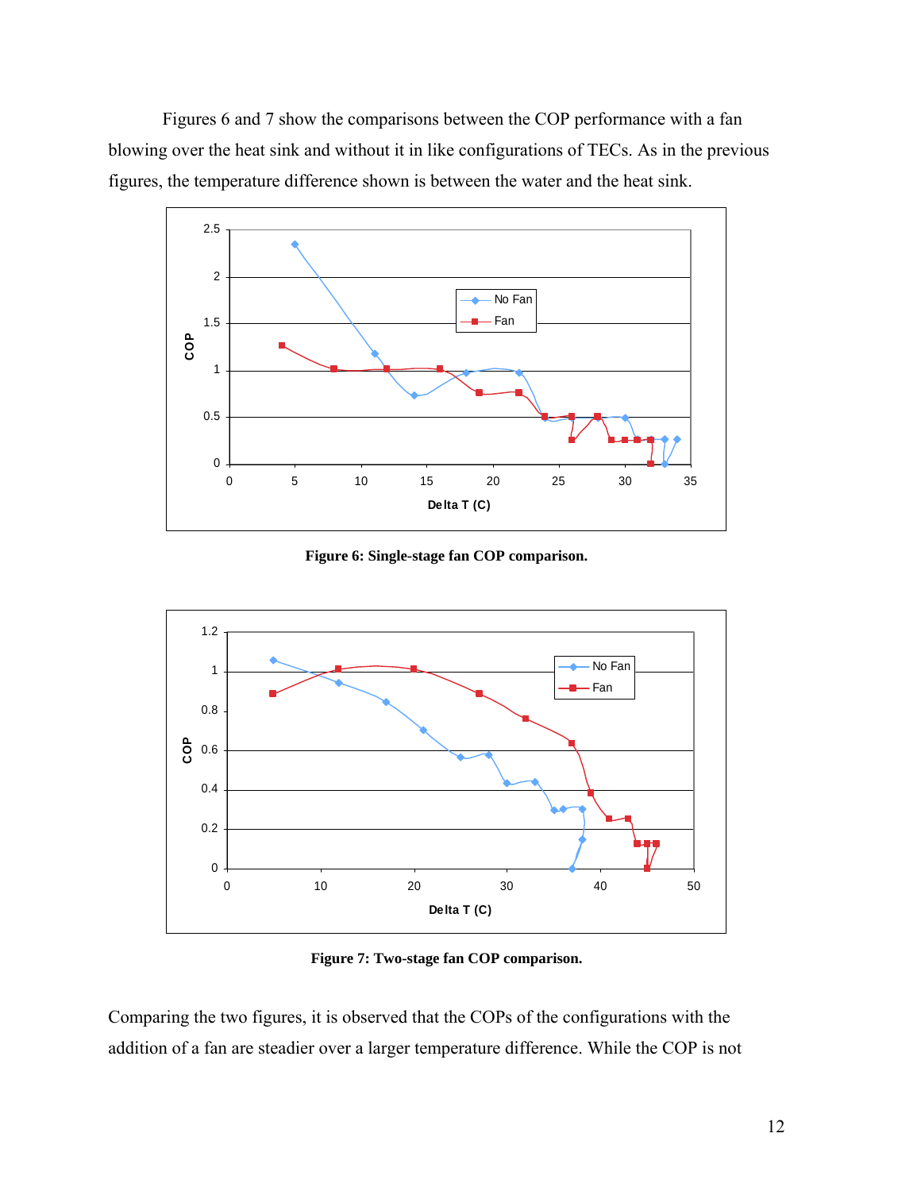Figures 6 and 7 show the comparisons between the COP performance with a fan blowing over the heat sink and without it in like configurations of TECs. As in the previous figures, the temperature difference shown is between the water and the heat sink.

**Figure 6: Single-stage fan COP comparison.**

**Figure 7: Two-stage fan COP comparison.**

Comparing the two figures, it is observed that the COPs of the configurations with the addition of a fan are steadier over a larger temperature difference. While the COP is not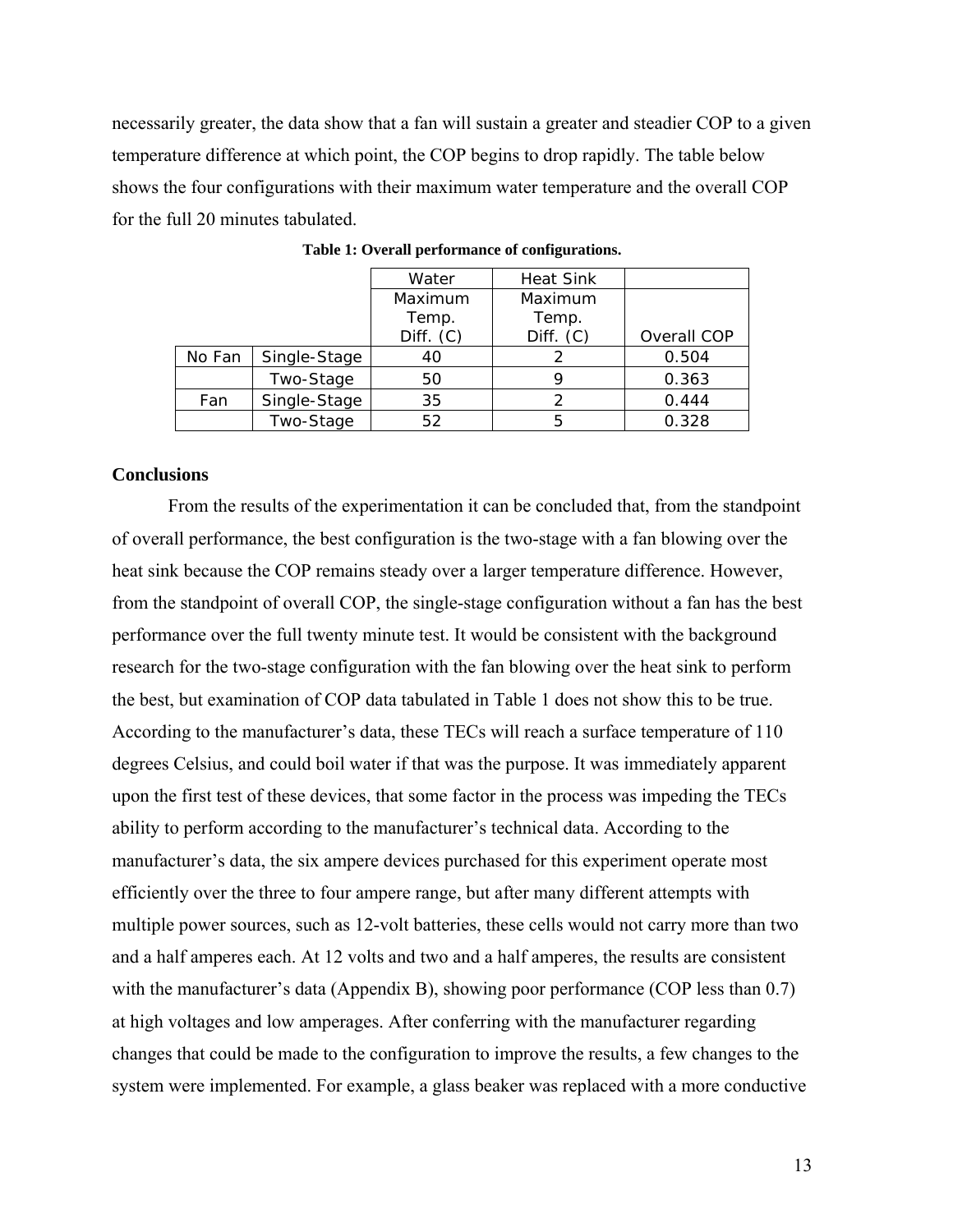necessarily greater, the data show that a fan will sustain a greater and steadier COP to a given temperature difference at which point, the COP begins to drop rapidly. The table below shows the four configurations with their maximum water temperature and the overall COP for the full 20 minutes tabulated.

**Table 1: Overall performance of configurations.**

| | | Water Maximum Temp. Diff. (C) | Heat Sink Maximum Temp. Diff. (C) | Overall COP |
|---|---|---|---|---|
| No Fan | Single-Stage | 40 | 2 | 0.504 |
| | Two-Stage | 50 | 9 | 0.363 |
| Fan | Single-Stage | 35 | 2 | 0.444 |
| | Two-Stage | 52 | 5 | 0.328 |

## Conclusions

From the results of the experimentation it can be concluded that, from the standpoint of overall performance, the best configuration is the two-stage with a fan blowing over the heat sink because the COP remains steady over a larger temperature difference. However, from the standpoint of overall COP, the single-stage configuration without a fan has the best performance over the full twenty minute test. It would be consistent with the background research for the two-stage configuration with the fan blowing over the heat sink to perform the best, but examination of COP data tabulated in Table 1 does not show this to be true. According to the manufacturer's data, these TECs will reach a surface temperature of 110 degrees Celsius, and could boil water if that was the purpose. It was immediately apparent upon the first test of these devices, that some factor in the process was impeding the TECs ability to perform according to the manufacturer's technical data. According to the manufacturer's data, the six ampere devices purchased for this experiment operate most efficiently over the three to four ampere range, but after many different attempts with multiple power sources, such as 12-volt batteries, these cells would not carry more than two and a half amperes each. At 12 volts and two and a half amperes, the results are consistent with the manufacturer's data (Appendix B), showing poor performance (COP less than 0.7) at high voltages and low amperages. After conferring with the manufacturer regarding changes that could be made to the configuration to improve the results, a few changes to the system were implemented. For example, a glass beaker was replaced with a more conductive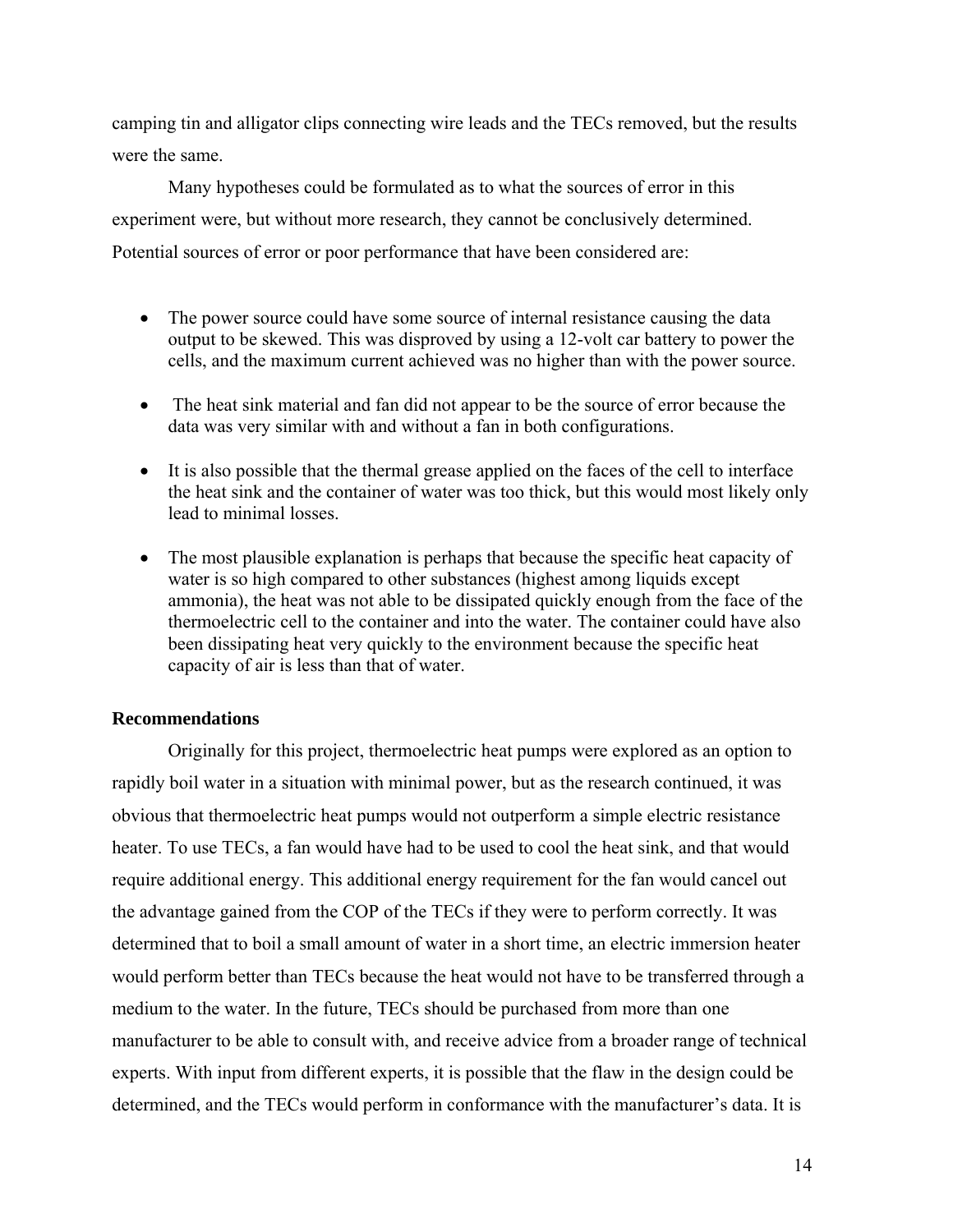camping tin and alligator clips connecting wire leads and the TECs removed, but the results were the same.

Many hypotheses could be formulated as to what the sources of error in this experiment were, but without more research, they cannot be conclusively determined. Potential sources of error or poor performance that have been considered are:

- The power source could have some source of internal resistance causing the data output to be skewed. This was disproved by using a 12-volt car battery to power the cells, and the maximum current achieved was no higher than with the power source.
- The heat sink material and fan did not appear to be the source of error because the data was very similar with and without a fan in both configurations.
- It is also possible that the thermal grease applied on the faces of the cell to interface the heat sink and the container of water was too thick, but this would most likely only lead to minimal losses.
- The most plausible explanation is perhaps that because the specific heat capacity of water is so high compared to other substances (highest among liquids except ammonia), the heat was not able to be dissipated quickly enough from the face of the thermoelectric cell to the container and into the water. The container could have also been dissipating heat very quickly to the environment because the specific heat capacity of air is less than that of water.

**Recommendations**

Originally for this project, thermoelectric heat pumps were explored as an option to rapidly boil water in a situation with minimal power, but as the research continued, it was obvious that thermoelectric heat pumps would not outperform a simple electric resistance heater. To use TECs, a fan would have had to be used to cool the heat sink, and that would require additional energy. This additional energy requirement for the fan would cancel out the advantage gained from the COP of the TECs if they were to perform correctly. It was determined that to boil a small amount of water in a short time, an electric immersion heater would perform better than TECs because the heat would not have to be transferred through a medium to the water. In the future, TECs should be purchased from more than one manufacturer to be able to consult with, and receive advice from a broader range of technical experts. With input from different experts, it is possible that the flaw in the design could be determined, and the TECs would perform in conformance with the manufacturer's data. It is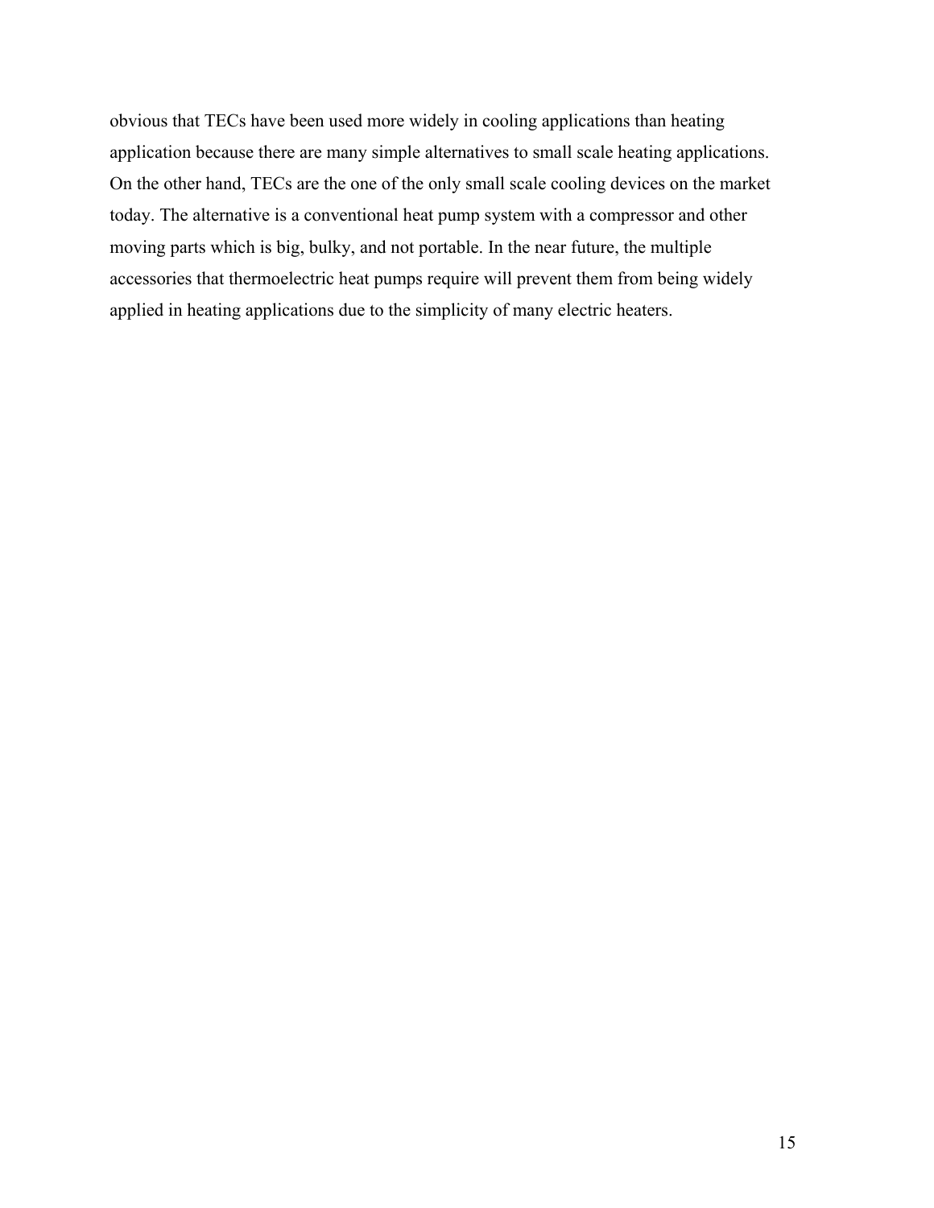obvious that TECs have been used more widely in cooling applications than heating application because there are many simple alternatives to small scale heating applications. On the other hand, TECs are the one of the only small scale cooling devices on the market today. The alternative is a conventional heat pump system with a compressor and other moving parts which is big, bulky, and not portable. In the near future, the multiple accessories that thermoelectric heat pumps require will prevent them from being widely applied in heating applications due to the simplicity of many electric heaters.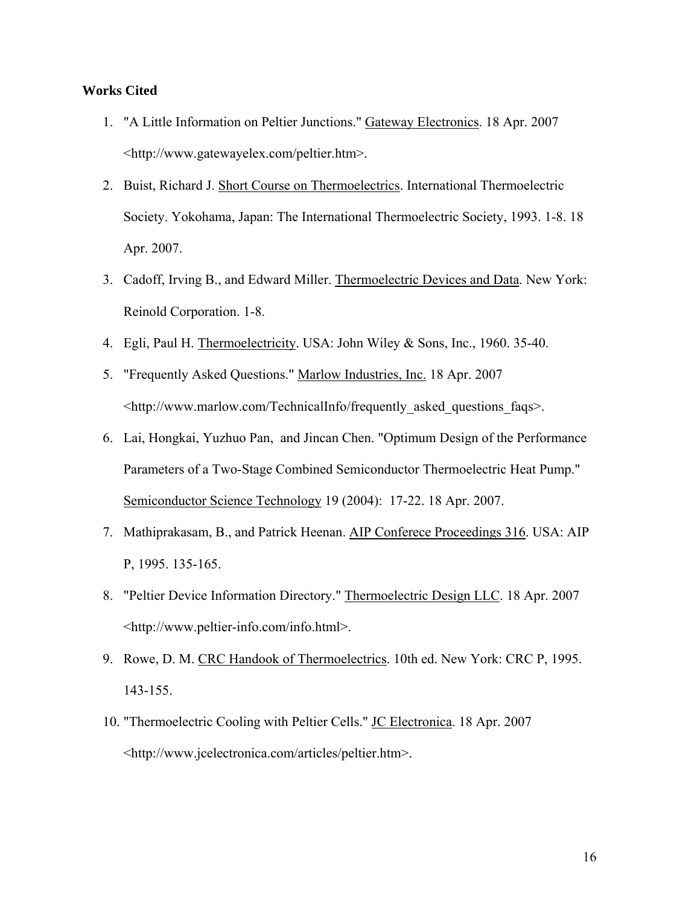**Works Cited**

1. "A Little Information on Peltier Junctions." Gateway Electronics. 18 Apr. 2007 <http://www.gatewayelex.com/peltier.htm>.
2. Buist, Richard J. Short Course on Thermoelectrics. International Thermoelectric Society. Yokohama, Japan: The International Thermoelectric Society, 1993. 1-8. 18 Apr. 2007.
3. Cadoff, Irving B., and Edward Miller. Thermoelectric Devices and Data. New York: Reinold Corporation. 1-8.
4. Egli, Paul H. Thermoelectricity. USA: John Wiley & Sons, Inc., 1960. 35-40.
5. "Frequently Asked Questions." Marlow Industries, Inc. 18 Apr. 2007 <http://www.marlow.com/TechnicalInfo/frequently_asked_questions_faqs>.
6. Lai, Hongkai, Yuzhuo Pan, and Jincan Chen. "Optimum Design of the Performance Parameters of a Two-Stage Combined Semiconductor Thermoelectric Heat Pump." Semiconductor Science Technology 19 (2004): 17-22. 18 Apr. 2007.
7. Mathiprakasam, B., and Patrick Heenan. AIP Conferece Proceedings 316. USA: AIP P, 1995. 135-165.
8. "Peltier Device Information Directory." Thermoelectric Design LLC. 18 Apr. 2007 <http://www.peltier-info.com/info.html>.
9. Rowe, D. M. CRC Handook of Thermoelectrics. 10th ed. New York: CRC P, 1995. 143-155.
10. "Thermoelectric Cooling with Peltier Cells." JC Electronica. 18 Apr. 2007 <http://www.jcelectronica.com/articles/peltier.htm>.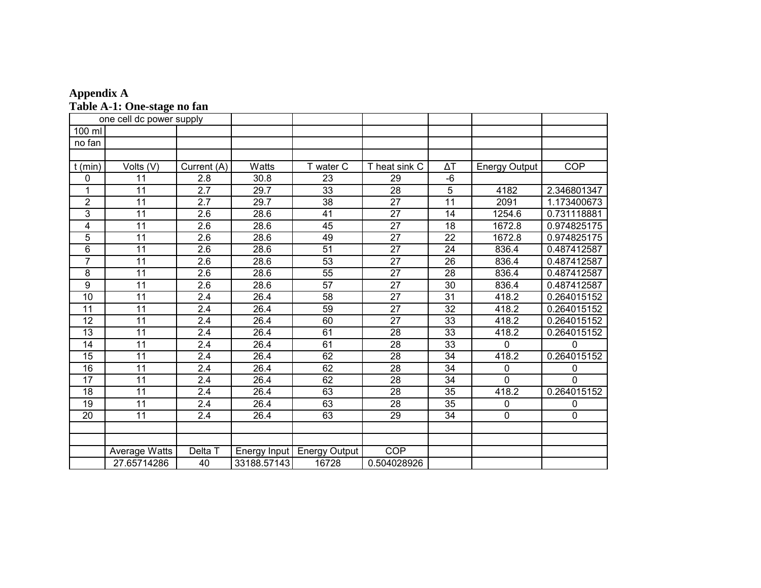**Appendix A**

**Table A-1: One-stage no fan**

| one cell dc power supply | | | | | | | | |
|---|---|---|---|---|---|---|---|---|
| 100 ml | | | | | | | | |
| no fan | | | | | | | | |
| | | | | | | | | |
| t (min) | Volts (V) | Current (A) | Watts | T water C | T heat sink C | ΔT | Energy Output | COP |
| 0 | 11 | 2.8 | 30.8 | 23 | 29 | -6 | | |
| 1 | 11 | 2.7 | 29.7 | 33 | 28 | 5 | 4182 | 2.346801347 |
| 2 | 11 | 2.7 | 29.7 | 38 | 27 | 11 | 2091 | 1.173400673 |
| 3 | 11 | 2.6 | 28.6 | 41 | 27 | 14 | 1254.6 | 0.731118881 |
| 4 | 11 | 2.6 | 28.6 | 45 | 27 | 18 | 1672.8 | 0.974825175 |
| 5 | 11 | 2.6 | 28.6 | 49 | 27 | 22 | 1672.8 | 0.974825175 |
| 6 | 11 | 2.6 | 28.6 | 51 | 27 | 24 | 836.4 | 0.487412587 |
| 7 | 11 | 2.6 | 28.6 | 53 | 27 | 26 | 836.4 | 0.487412587 |
| 8 | 11 | 2.6 | 28.6 | 55 | 27 | 28 | 836.4 | 0.487412587 |
| 9 | 11 | 2.6 | 28.6 | 57 | 27 | 30 | 836.4 | 0.487412587 |
| 10 | 11 | 2.4 | 26.4 | 58 | 27 | 31 | 418.2 | 0.264015152 |
| 11 | 11 | 2.4 | 26.4 | 59 | 27 | 32 | 418.2 | 0.264015152 |
| 12 | 11 | 2.4 | 26.4 | 60 | 27 | 33 | 418.2 | 0.264015152 |
| 13 | 11 | 2.4 | 26.4 | 61 | 28 | 33 | 418.2 | 0.264015152 |
| 14 | 11 | 2.4 | 26.4 | 61 | 28 | 33 | 0 | 0 |
| 15 | 11 | 2.4 | 26.4 | 62 | 28 | 34 | 418.2 | 0.264015152 |
| 16 | 11 | 2.4 | 26.4 | 62 | 28 | 34 | 0 | 0 |
| 17 | 11 | 2.4 | 26.4 | 62 | 28 | 34 | 0 | 0 |
| 18 | 11 | 2.4 | 26.4 | 63 | 28 | 35 | 418.2 | 0.264015152 |
| 19 | 11 | 2.4 | 26.4 | 63 | 28 | 35 | 0 | 0 |
| 20 | 11 | 2.4 | 26.4 | 63 | 29 | 34 | 0 | 0 |
| | | | | | | | | |
| | | | | | | | | |
| | Average Watts | Delta T | Energy Input | Energy Output | COP | | | |
| | 27.65714286 | 40 | 33188.57143 | 16728 | 0.504028926 | | | |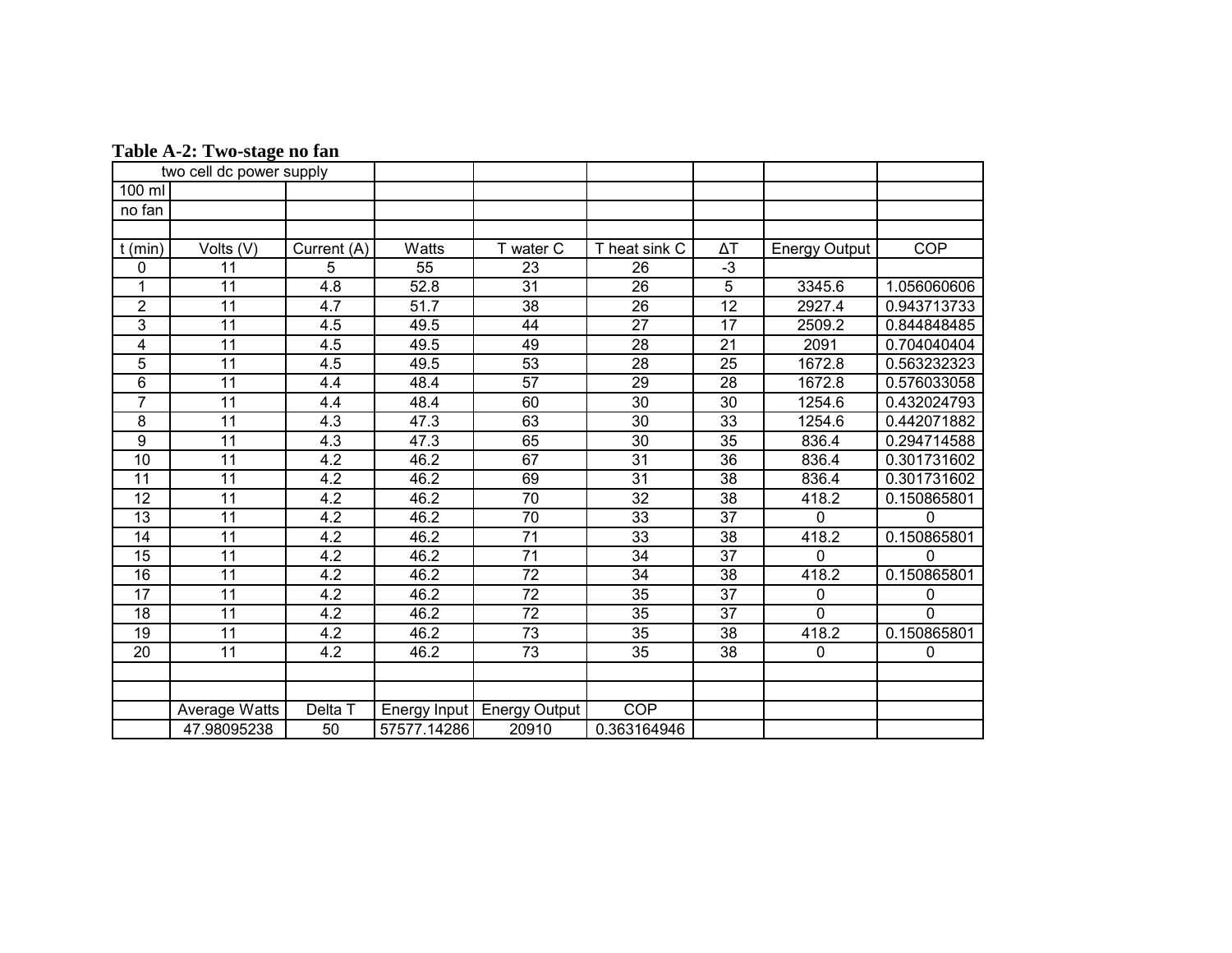**Table A-2: Two-stage no fan**

| two cell dc power supply | | | | | | | | |
|---|---|---|---|---|---|---|---|---|
| 100 ml | | | | | | | | |
| no fan | | | | | | | | |
| | | | | | | | | |
| t (min) | Volts (V) | Current (A) | Watts | T water C | T heat sink C | ΔT | Energy Output | COP |
| 0 | 11 | 5 | 55 | 23 | 26 | -3 | | |
| 1 | 11 | 4.8 | 52.8 | 31 | 26 | 5 | 3345.6 | 1.056060606 |
| 2 | 11 | 4.7 | 51.7 | 38 | 26 | 12 | 2927.4 | 0.943713733 |
| 3 | 11 | 4.5 | 49.5 | 44 | 27 | 17 | 2509.2 | 0.844848485 |
| 4 | 11 | 4.5 | 49.5 | 49 | 28 | 21 | 2091 | 0.704040404 |
| 5 | 11 | 4.5 | 49.5 | 53 | 28 | 25 | 1672.8 | 0.563232323 |
| 6 | 11 | 4.4 | 48.4 | 57 | 29 | 28 | 1672.8 | 0.576033058 |
| 7 | 11 | 4.4 | 48.4 | 60 | 30 | 30 | 1254.6 | 0.432024793 |
| 8 | 11 | 4.3 | 47.3 | 63 | 30 | 33 | 1254.6 | 0.442071882 |
| 9 | 11 | 4.3 | 47.3 | 65 | 30 | 35 | 836.4 | 0.294714588 |
| 10 | 11 | 4.2 | 46.2 | 67 | 31 | 36 | 836.4 | 0.301731602 |
| 11 | 11 | 4.2 | 46.2 | 69 | 31 | 38 | 836.4 | 0.301731602 |
| 12 | 11 | 4.2 | 46.2 | 70 | 32 | 38 | 418.2 | 0.150865801 |
| 13 | 11 | 4.2 | 46.2 | 70 | 33 | 37 | 0 | 0 |
| 14 | 11 | 4.2 | 46.2 | 71 | 33 | 38 | 418.2 | 0.150865801 |
| 15 | 11 | 4.2 | 46.2 | 71 | 34 | 37 | 0 | 0 |
| 16 | 11 | 4.2 | 46.2 | 72 | 34 | 38 | 418.2 | 0.150865801 |
| 17 | 11 | 4.2 | 46.2 | 72 | 35 | 37 | 0 | 0 |
| 18 | 11 | 4.2 | 46.2 | 72 | 35 | 37 | 0 | 0 |
| 19 | 11 | 4.2 | 46.2 | 73 | 35 | 38 | 418.2 | 0.150865801 |
| 20 | 11 | 4.2 | 46.2 | 73 | 35 | 38 | 0 | 0 |
| | | | | | | | | |
| | | | | | | | | |
| | Average Watts | Delta T | Energy Input | Energy Output | COP | | | |
| | 47.98095238 | 50 | 57577.14286 | 20910 | 0.363164946 | | | |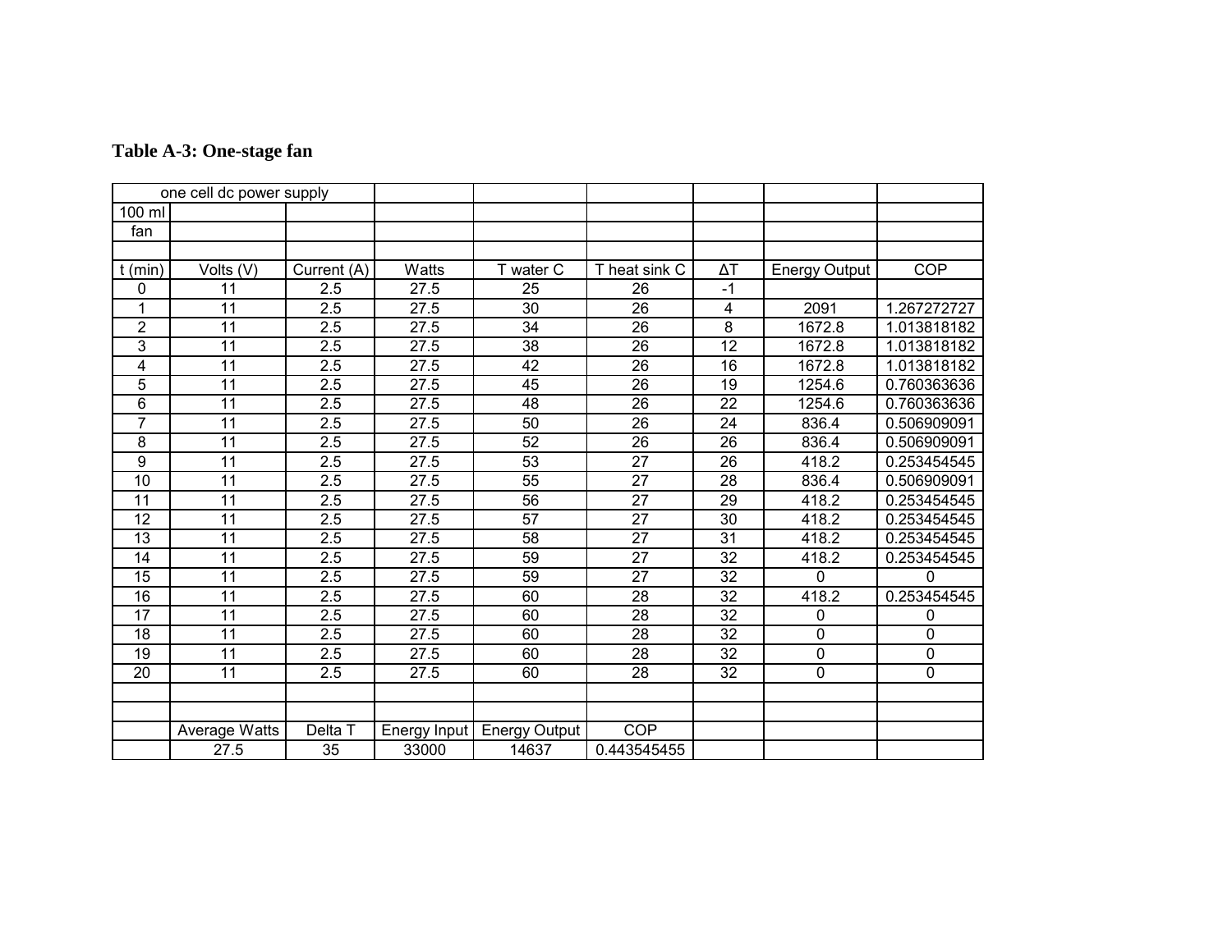### Table A-3: One-stage fan

| one cell dc power supply | | | | | | | | |
|---|---|---|---|---|---|---|---|---|
| 100 ml | | | | | | | | |
| fan | | | | | | | | |
| | | | | | | | | |
| t (min) | Volts (V) | Current (A) | Watts | T water C | T heat sink C | ΔT | Energy Output | COP |
| 0 | 11 | 2.5 | 27.5 | 25 | 26 | -1 | | |
| 1 | 11 | 2.5 | 27.5 | 30 | 26 | 4 | 2091 | 1.267272727 |
| 2 | 11 | 2.5 | 27.5 | 34 | 26 | 8 | 1672.8 | 1.013818182 |
| 3 | 11 | 2.5 | 27.5 | 38 | 26 | 12 | 1672.8 | 1.013818182 |
| 4 | 11 | 2.5 | 27.5 | 42 | 26 | 16 | 1672.8 | 1.013818182 |
| 5 | 11 | 2.5 | 27.5 | 45 | 26 | 19 | 1254.6 | 0.760363636 |
| 6 | 11 | 2.5 | 27.5 | 48 | 26 | 22 | 1254.6 | 0.760363636 |
| 7 | 11 | 2.5 | 27.5 | 50 | 26 | 24 | 836.4 | 0.506909091 |
| 8 | 11 | 2.5 | 27.5 | 52 | 26 | 26 | 836.4 | 0.506909091 |
| 9 | 11 | 2.5 | 27.5 | 53 | 27 | 26 | 418.2 | 0.253454545 |
| 10 | 11 | 2.5 | 27.5 | 55 | 27 | 28 | 836.4 | 0.506909091 |
| 11 | 11 | 2.5 | 27.5 | 56 | 27 | 29 | 418.2 | 0.253454545 |
| 12 | 11 | 2.5 | 27.5 | 57 | 27 | 30 | 418.2 | 0.253454545 |
| 13 | 11 | 2.5 | 27.5 | 58 | 27 | 31 | 418.2 | 0.253454545 |
| 14 | 11 | 2.5 | 27.5 | 59 | 27 | 32 | 418.2 | 0.253454545 |
| 15 | 11 | 2.5 | 27.5 | 59 | 27 | 32 | 0 | 0 |
| 16 | 11 | 2.5 | 27.5 | 60 | 28 | 32 | 418.2 | 0.253454545 |
| 17 | 11 | 2.5 | 27.5 | 60 | 28 | 32 | 0 | 0 |
| 18 | 11 | 2.5 | 27.5 | 60 | 28 | 32 | 0 | 0 |
| 19 | 11 | 2.5 | 27.5 | 60 | 28 | 32 | 0 | 0 |
| 20 | 11 | 2.5 | 27.5 | 60 | 28 | 32 | 0 | 0 |
| | | | | | | | | |
| | | | | | | | | |
| | Average Watts | Delta T | Energy Input | Energy Output | COP | | | |
| | 27.5 | 35 | 33000 | 14637 | 0.443545455 | | | |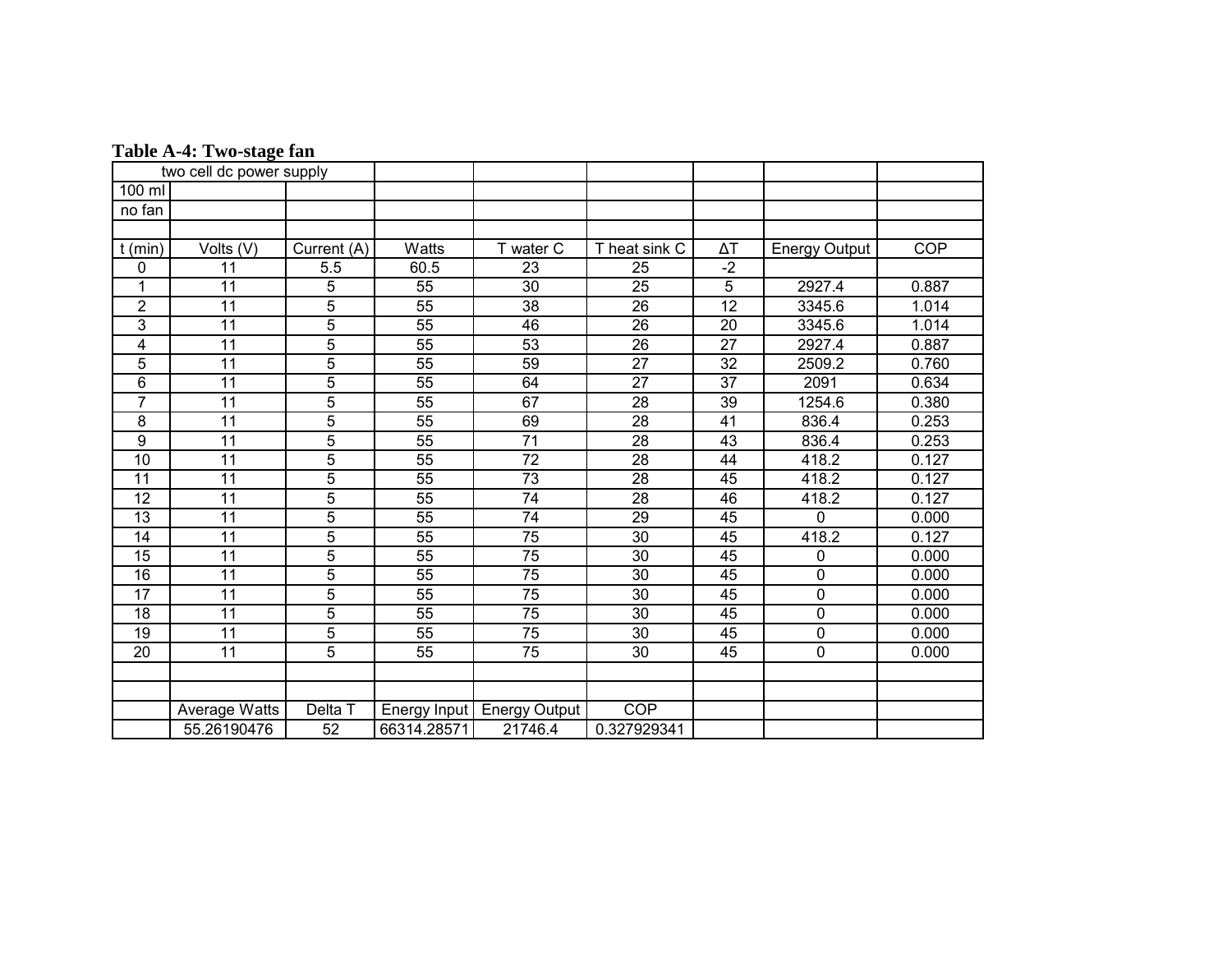**Table A-4: Two-stage fan**

| two cell dc power supply | | | | | | | | |
|---|---|---|---|---|---|---|---|---|
| 100 ml | | | | | | | | |
| no fan | | | | | | | | |
| | | | | | | | | |
| t (min) | Volts (V) | Current (A) | Watts | T water C | T heat sink C | ΔT | Energy Output | COP |
| 0 | 11 | 5.5 | 60.5 | 23 | 25 | -2 | | |
| 1 | 11 | 5 | 55 | 30 | 25 | 5 | 2927.4 | 0.887 |
| 2 | 11 | 5 | 55 | 38 | 26 | 12 | 3345.6 | 1.014 |
| 3 | 11 | 5 | 55 | 46 | 26 | 20 | 3345.6 | 1.014 |
| 4 | 11 | 5 | 55 | 53 | 26 | 27 | 2927.4 | 0.887 |
| 5 | 11 | 5 | 55 | 59 | 27 | 32 | 2509.2 | 0.760 |
| 6 | 11 | 5 | 55 | 64 | 27 | 37 | 2091 | 0.634 |
| 7 | 11 | 5 | 55 | 67 | 28 | 39 | 1254.6 | 0.380 |
| 8 | 11 | 5 | 55 | 69 | 28 | 41 | 836.4 | 0.253 |
| 9 | 11 | 5 | 55 | 71 | 28 | 43 | 836.4 | 0.253 |
| 10 | 11 | 5 | 55 | 72 | 28 | 44 | 418.2 | 0.127 |
| 11 | 11 | 5 | 55 | 73 | 28 | 45 | 418.2 | 0.127 |
| 12 | 11 | 5 | 55 | 74 | 28 | 46 | 418.2 | 0.127 |
| 13 | 11 | 5 | 55 | 74 | 29 | 45 | 0 | 0.000 |
| 14 | 11 | 5 | 55 | 75 | 30 | 45 | 418.2 | 0.127 |
| 15 | 11 | 5 | 55 | 75 | 30 | 45 | 0 | 0.000 |
| 16 | 11 | 5 | 55 | 75 | 30 | 45 | 0 | 0.000 |
| 17 | 11 | 5 | 55 | 75 | 30 | 45 | 0 | 0.000 |
| 18 | 11 | 5 | 55 | 75 | 30 | 45 | 0 | 0.000 |
| 19 | 11 | 5 | 55 | 75 | 30 | 45 | 0 | 0.000 |
| 20 | 11 | 5 | 55 | 75 | 30 | 45 | 0 | 0.000 |
| | | | | | | | | |
| | | | | | | | | |
| | Average Watts | Delta T | Energy Input | Energy Output | COP | | | |
| | 55.26190476 | 52 | 66314.28571 | 21746.4 | 0.327929341 | | | |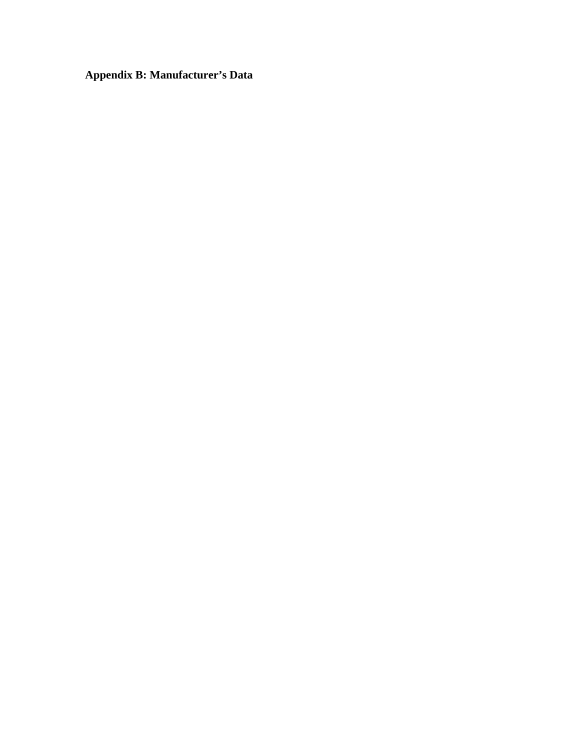## Appendix B: Manufacturer's Data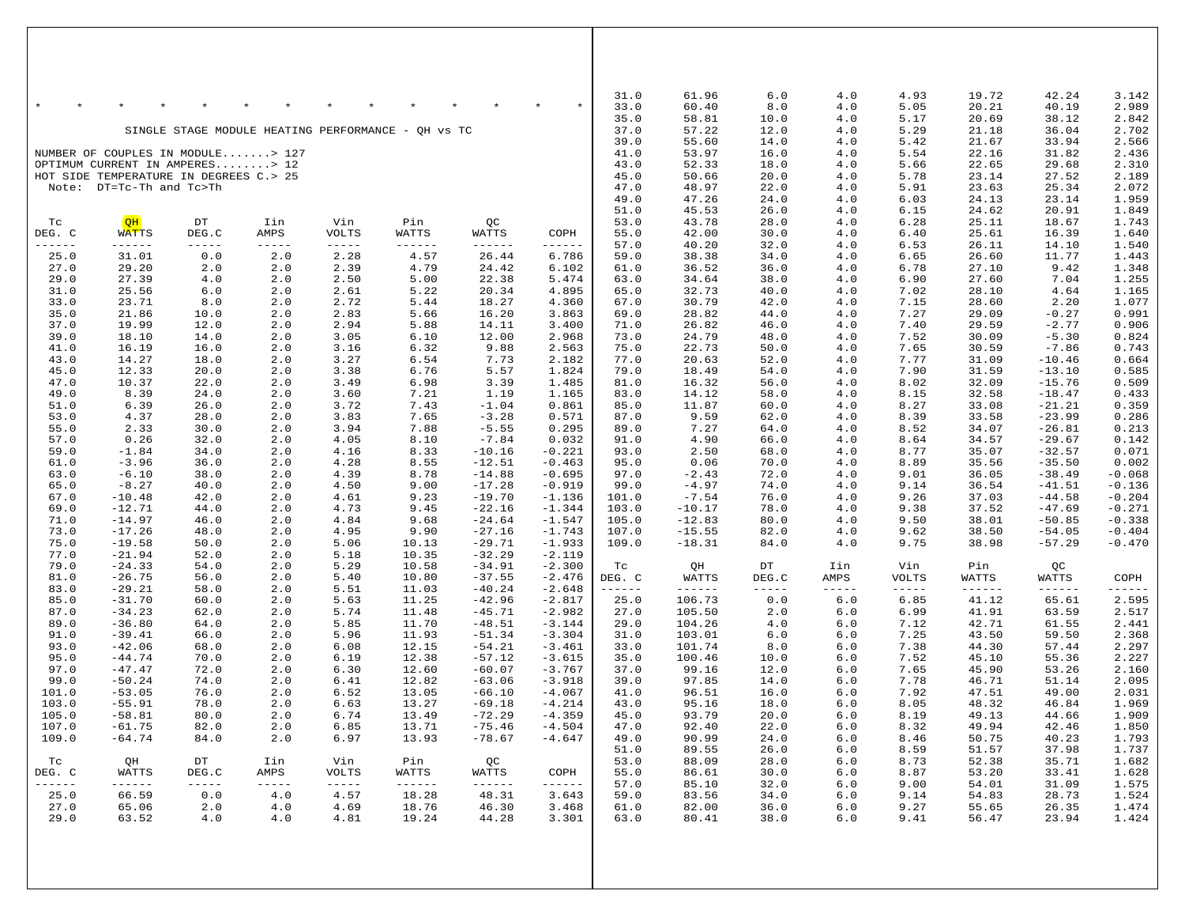\*   \*   \*   \*   \*   \*   \*   \*   \*   \*   \*   \*   \*   \*

SINGLE STAGE MODULE HEATING PERFORMANCE - QH vs TC

NUMBER OF COUPLES IN MODULE.......> 127
OPTIMUM CURRENT IN AMPERES........> 12
HOT SIDE TEMPERATURE IN DEGREES C.> 25
Note: DT=Tc-Th and Tc>Th

| Tc DEG. C | QH WATTS | DT DEG.C | Iin AMPS | Vin VOLTS | Pin WATTS | QC WATTS | COPH |
|---|---|---|---|---|---|---|---|
| 25.0 | 31.01 | 0.0 | 2.0 | 2.28 | 4.57 | 26.44 | 6.786 |
| 27.0 | 29.20 | 2.0 | 2.0 | 2.39 | 4.79 | 24.42 | 6.102 |
| 29.0 | 27.39 | 4.0 | 2.0 | 2.50 | 5.00 | 22.38 | 5.474 |
| 31.0 | 25.56 | 6.0 | 2.0 | 2.61 | 5.22 | 20.34 | 4.895 |
| 33.0 | 23.71 | 8.0 | 2.0 | 2.72 | 5.44 | 18.27 | 4.360 |
| 35.0 | 21.86 | 10.0 | 2.0 | 2.83 | 5.66 | 16.20 | 3.863 |
| 37.0 | 19.99 | 12.0 | 2.0 | 2.94 | 5.88 | 14.11 | 3.400 |
| 39.0 | 18.10 | 14.0 | 2.0 | 3.05 | 6.10 | 12.00 | 2.968 |
| 41.0 | 16.19 | 16.0 | 2.0 | 3.16 | 6.32 | 9.88 | 2.563 |
| 43.0 | 14.27 | 18.0 | 2.0 | 3.27 | 6.54 | 7.73 | 2.182 |
| 45.0 | 12.33 | 20.0 | 2.0 | 3.38 | 6.76 | 5.57 | 1.824 |
| 47.0 | 10.37 | 22.0 | 2.0 | 3.49 | 6.98 | 3.39 | 1.485 |
| 49.0 | 8.39 | 24.0 | 2.0 | 3.60 | 7.21 | 1.19 | 1.165 |
| 51.0 | 6.39 | 26.0 | 2.0 | 3.72 | 7.43 | -1.04 | 0.861 |
| 53.0 | 4.37 | 28.0 | 2.0 | 3.83 | 7.65 | -3.28 | 0.571 |
| 55.0 | 2.33 | 30.0 | 2.0 | 3.94 | 7.88 | -5.55 | 0.295 |
| 57.0 | 0.26 | 32.0 | 2.0 | 4.05 | 8.10 | -7.84 | 0.032 |
| 59.0 | -1.84 | 34.0 | 2.0 | 4.16 | 8.33 | -10.16 | -0.221 |
| 61.0 | -3.96 | 36.0 | 2.0 | 4.28 | 8.55 | -12.51 | -0.463 |
| 63.0 | -6.10 | 38.0 | 2.0 | 4.39 | 8.78 | -14.88 | -0.695 |
| 65.0 | -8.27 | 40.0 | 2.0 | 4.50 | 9.00 | -17.28 | -0.919 |
| 67.0 | -10.48 | 42.0 | 2.0 | 4.61 | 9.23 | -19.70 | -1.136 |
| 69.0 | -12.71 | 44.0 | 2.0 | 4.73 | 9.45 | -22.16 | -1.344 |
| 71.0 | -14.97 | 46.0 | 2.0 | 4.84 | 9.68 | -24.64 | -1.547 |
| 73.0 | -17.26 | 48.0 | 2.0 | 4.95 | 9.90 | -27.16 | -1.743 |
| 75.0 | -19.58 | 50.0 | 2.0 | 5.06 | 10.13 | -29.71 | -1.933 |
| 77.0 | -21.94 | 52.0 | 2.0 | 5.18 | 10.35 | -32.29 | -2.119 |
| 79.0 | -24.33 | 54.0 | 2.0 | 5.29 | 10.58 | -34.91 | -2.300 |
| 81.0 | -26.75 | 56.0 | 2.0 | 5.40 | 10.80 | -37.55 | -2.476 |
| 83.0 | -29.21 | 58.0 | 2.0 | 5.51 | 11.03 | -40.24 | -2.648 |
| 85.0 | -31.70 | 60.0 | 2.0 | 5.63 | 11.25 | -42.96 | -2.817 |
| 87.0 | -34.23 | 62.0 | 2.0 | 5.74 | 11.48 | -45.71 | -2.982 |
| 89.0 | -36.80 | 64.0 | 2.0 | 5.85 | 11.70 | -48.51 | -3.144 |
| 91.0 | -39.41 | 66.0 | 2.0 | 5.96 | 11.93 | -51.34 | -3.304 |
| 93.0 | -42.06 | 68.0 | 2.0 | 6.08 | 12.15 | -54.21 | -3.461 |
| 95.0 | -44.74 | 70.0 | 2.0 | 6.19 | 12.38 | -57.12 | -3.615 |
| 97.0 | -47.47 | 72.0 | 2.0 | 6.30 | 12.60 | -60.07 | -3.767 |
| 99.0 | -50.24 | 74.0 | 2.0 | 6.41 | 12.82 | -63.06 | -3.918 |
| 101.0 | -53.05 | 76.0 | 2.0 | 6.52 | 13.05 | -66.10 | -4.067 |
| 103.0 | -55.91 | 78.0 | 2.0 | 6.63 | 13.27 | -69.18 | -4.214 |
| 105.0 | -58.81 | 80.0 | 2.0 | 6.74 | 13.49 | -72.29 | -4.359 |
| 107.0 | -61.75 | 82.0 | 2.0 | 6.85 | 13.71 | -75.46 | -4.504 |
| 109.0 | -64.74 | 84.0 | 2.0 | 6.97 | 13.93 | -78.67 | -4.647 |

| Tc DEG. C | QH WATTS | DT DEG.C | Iin AMPS | Vin VOLTS | Pin WATTS | QC WATTS | COPH |
|---|---|---|---|---|---|---|---|
| 25.0 | 66.59 | 0.0 | 4.0 | 4.57 | 18.28 | 48.31 | 3.643 |
| 27.0 | 65.06 | 2.0 | 4.0 | 4.69 | 18.76 | 46.30 | 3.468 |
| 29.0 | 63.52 | 4.0 | 4.0 | 4.81 | 19.24 | 44.28 | 3.301 |
| 31.0 | 61.96 | 6.0 | 4.0 | 4.93 | 19.72 | 42.24 | 3.142 |
| 33.0 | 60.40 | 8.0 | 4.0 | 5.05 | 20.21 | 40.19 | 2.989 |
| 35.0 | 58.81 | 10.0 | 4.0 | 5.17 | 20.69 | 38.12 | 2.842 |
| 37.0 | 57.22 | 12.0 | 4.0 | 5.29 | 21.18 | 36.04 | 2.702 |
| 39.0 | 55.60 | 14.0 | 4.0 | 5.42 | 21.67 | 33.94 | 2.566 |
| 41.0 | 53.97 | 16.0 | 4.0 | 5.54 | 22.16 | 31.82 | 2.436 |
| 43.0 | 52.33 | 18.0 | 4.0 | 5.66 | 22.65 | 29.68 | 2.310 |
| 45.0 | 50.66 | 20.0 | 4.0 | 5.78 | 23.14 | 27.52 | 2.189 |
| 47.0 | 48.97 | 22.0 | 4.0 | 5.91 | 23.63 | 25.34 | 2.072 |
| 49.0 | 47.26 | 24.0 | 4.0 | 6.03 | 24.13 | 23.14 | 1.959 |
| 51.0 | 45.53 | 26.0 | 4.0 | 6.15 | 24.62 | 20.91 | 1.849 |
| 53.0 | 43.78 | 28.0 | 4.0 | 6.28 | 25.11 | 18.67 | 1.743 |
| 55.0 | 42.00 | 30.0 | 4.0 | 6.40 | 25.61 | 16.39 | 1.640 |
| 57.0 | 40.20 | 32.0 | 4.0 | 6.53 | 26.11 | 14.10 | 1.540 |
| 59.0 | 38.38 | 34.0 | 4.0 | 6.65 | 26.60 | 11.77 | 1.443 |
| 61.0 | 36.52 | 36.0 | 4.0 | 6.78 | 27.10 | 9.42 | 1.348 |
| 63.0 | 34.64 | 38.0 | 4.0 | 6.90 | 27.60 | 7.04 | 1.255 |
| 65.0 | 32.73 | 40.0 | 4.0 | 7.02 | 28.10 | 4.64 | 1.165 |
| 67.0 | 30.79 | 42.0 | 4.0 | 7.15 | 28.60 | 2.20 | 1.077 |
| 69.0 | 28.82 | 44.0 | 4.0 | 7.27 | 29.09 | -0.27 | 0.991 |
| 71.0 | 26.82 | 46.0 | 4.0 | 7.40 | 29.59 | -2.77 | 0.906 |
| 73.0 | 24.79 | 48.0 | 4.0 | 7.52 | 30.09 | -5.30 | 0.824 |
| 75.0 | 22.73 | 50.0 | 4.0 | 7.65 | 30.59 | -7.86 | 0.743 |
| 77.0 | 20.63 | 52.0 | 4.0 | 7.77 | 31.09 | -10.46 | 0.664 |
| 79.0 | 18.49 | 54.0 | 4.0 | 7.90 | 31.59 | -13.10 | 0.585 |
| 81.0 | 16.32 | 56.0 | 4.0 | 8.02 | 32.09 | -15.76 | 0.509 |
| 83.0 | 14.12 | 58.0 | 4.0 | 8.15 | 32.58 | -18.47 | 0.433 |
| 85.0 | 11.87 | 60.0 | 4.0 | 8.27 | 33.08 | -21.21 | 0.359 |
| 87.0 | 9.59 | 62.0 | 4.0 | 8.39 | 33.58 | -23.99 | 0.286 |
| 89.0 | 7.27 | 64.0 | 4.0 | 8.52 | 34.07 | -26.81 | 0.213 |
| 91.0 | 4.90 | 66.0 | 4.0 | 8.64 | 34.57 | -29.67 | 0.142 |
| 93.0 | 2.50 | 68.0 | 4.0 | 8.77 | 35.07 | -32.57 | 0.071 |
| 95.0 | 0.06 | 70.0 | 4.0 | 8.89 | 35.56 | -35.50 | 0.002 |
| 97.0 | -2.43 | 72.0 | 4.0 | 9.01 | 36.05 | -38.49 | -0.068 |
| 99.0 | -4.97 | 74.0 | 4.0 | 9.14 | 36.54 | -41.51 | -0.136 |
| 101.0 | -7.54 | 76.0 | 4.0 | 9.26 | 37.03 | -44.58 | -0.204 |
| 103.0 | -10.17 | 78.0 | 4.0 | 9.38 | 37.52 | -47.69 | -0.271 |
| 105.0 | -12.83 | 80.0 | 4.0 | 9.50 | 38.01 | -50.85 | -0.338 |
| 107.0 | -15.55 | 82.0 | 4.0 | 9.62 | 38.50 | -54.05 | -0.404 |
| 109.0 | -18.31 | 84.0 | 4.0 | 9.75 | 38.98 | -57.29 | -0.470 |

| Tc DEG. C | QH WATTS | DT DEG.C | Iin AMPS | Vin VOLTS | Pin WATTS | QC WATTS | COPH |
|---|---|---|---|---|---|---|---|
| 25.0 | 106.73 | 0.0 | 6.0 | 6.85 | 41.12 | 65.61 | 2.595 |
| 27.0 | 105.50 | 2.0 | 6.0 | 6.99 | 41.91 | 63.59 | 2.517 |
| 29.0 | 104.26 | 4.0 | 6.0 | 7.12 | 42.71 | 61.55 | 2.441 |
| 31.0 | 103.01 | 6.0 | 6.0 | 7.25 | 43.50 | 59.50 | 2.368 |
| 33.0 | 101.74 | 8.0 | 6.0 | 7.38 | 44.30 | 57.44 | 2.297 |
| 35.0 | 100.46 | 10.0 | 6.0 | 7.52 | 45.10 | 55.36 | 2.227 |
| 37.0 | 99.16 | 12.0 | 6.0 | 7.65 | 45.90 | 53.26 | 2.160 |
| 39.0 | 97.85 | 14.0 | 6.0 | 7.78 | 46.71 | 51.14 | 2.095 |
| 41.0 | 96.51 | 16.0 | 6.0 | 7.92 | 47.51 | 49.00 | 2.031 |
| 43.0 | 95.16 | 18.0 | 6.0 | 8.05 | 48.32 | 46.84 | 1.969 |
| 45.0 | 93.79 | 20.0 | 6.0 | 8.19 | 49.13 | 44.66 | 1.909 |
| 47.0 | 92.40 | 22.0 | 6.0 | 8.32 | 49.94 | 42.46 | 1.850 |
| 49.0 | 90.99 | 24.0 | 6.0 | 8.46 | 50.75 | 40.23 | 1.793 |
| 51.0 | 89.55 | 26.0 | 6.0 | 8.59 | 51.57 | 37.98 | 1.737 |
| 53.0 | 88.09 | 28.0 | 6.0 | 8.73 | 52.38 | 35.71 | 1.682 |
| 55.0 | 86.61 | 30.0 | 6.0 | 8.87 | 53.20 | 33.41 | 1.628 |
| 57.0 | 85.10 | 32.0 | 6.0 | 9.00 | 54.01 | 31.09 | 1.575 |
| 59.0 | 83.56 | 34.0 | 6.0 | 9.14 | 54.83 | 28.73 | 1.524 |
| 61.0 | 82.00 | 36.0 | 6.0 | 9.27 | 55.65 | 26.35 | 1.474 |
| 63.0 | 80.41 | 38.0 | 6.0 | 9.41 | 56.47 | 23.94 | 1.424 |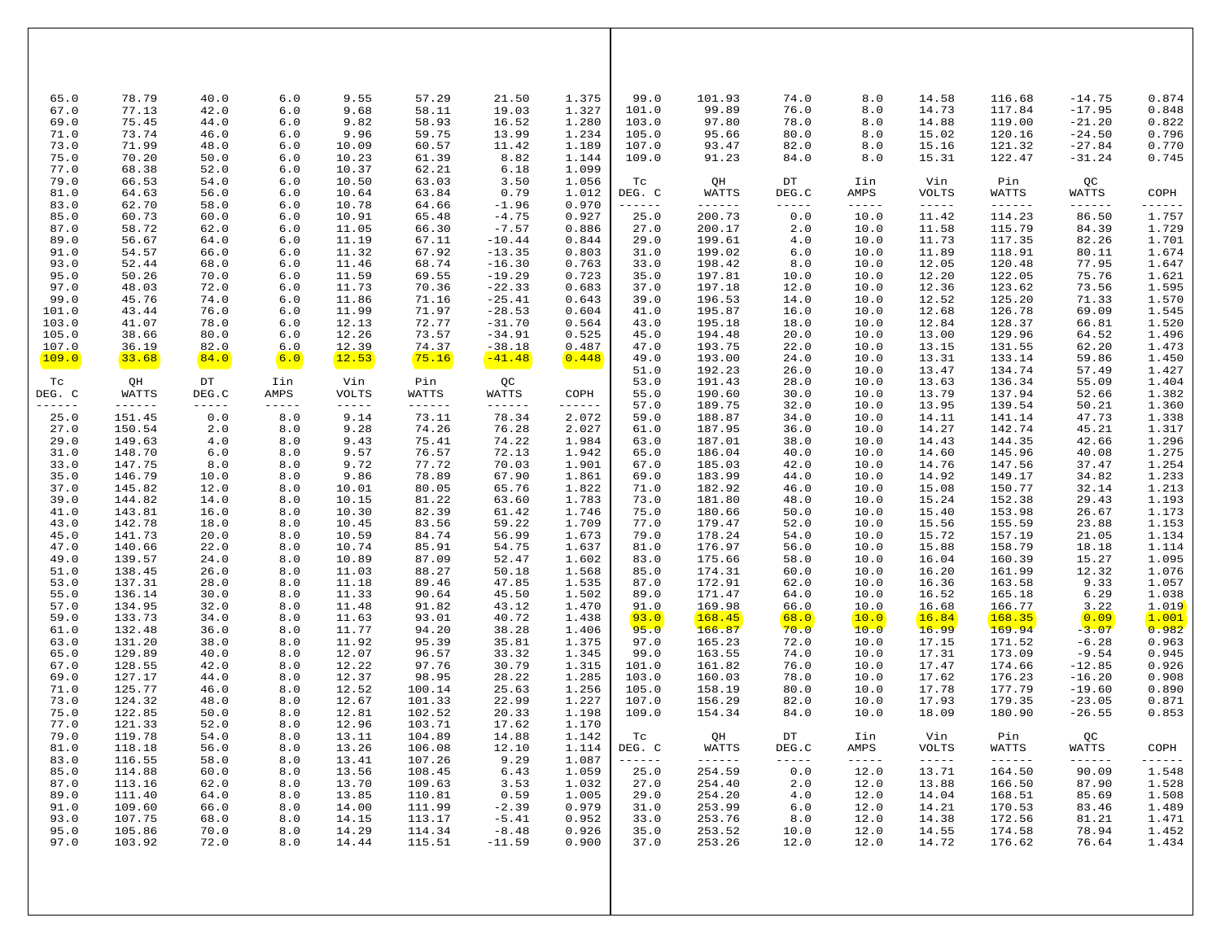| Tc DEG. C | QH WATTS | DT DEG.C | Iin AMPS | Vin VOLTS | Pin WATTS | QC WATTS | COPH |
|---|---|---|---|---|---|---|---|
| 65.0 | 78.79 | 40.0 | 6.0 | 9.55 | 57.29 | 21.50 | 1.375 |
| 67.0 | 77.13 | 42.0 | 6.0 | 9.68 | 58.11 | 19.03 | 1.327 |
| 69.0 | 75.45 | 44.0 | 6.0 | 9.82 | 58.93 | 16.52 | 1.280 |
| 71.0 | 73.74 | 46.0 | 6.0 | 9.96 | 59.75 | 13.99 | 1.234 |
| 73.0 | 71.99 | 48.0 | 6.0 | 10.09 | 60.57 | 11.42 | 1.189 |
| 75.0 | 70.20 | 50.0 | 6.0 | 10.23 | 61.39 | 8.82 | 1.144 |
| 77.0 | 68.38 | 52.0 | 6.0 | 10.37 | 62.21 | 6.18 | 1.099 |
| 79.0 | 66.53 | 54.0 | 6.0 | 10.50 | 63.03 | 3.50 | 1.056 |
| 81.0 | 64.63 | 56.0 | 6.0 | 10.64 | 63.84 | 0.79 | 1.012 |
| 83.0 | 62.70 | 58.0 | 6.0 | 10.78 | 64.66 | -1.96 | 0.970 |
| 85.0 | 60.73 | 60.0 | 6.0 | 10.91 | 65.48 | -4.75 | 0.927 |
| 87.0 | 58.72 | 62.0 | 6.0 | 11.05 | 66.30 | -7.57 | 0.886 |
| 89.0 | 56.67 | 64.0 | 6.0 | 11.19 | 67.11 | -10.44 | 0.844 |
| 91.0 | 54.57 | 66.0 | 6.0 | 11.32 | 67.92 | -13.35 | 0.803 |
| 93.0 | 52.44 | 68.0 | 6.0 | 11.46 | 68.74 | -16.30 | 0.763 |
| 95.0 | 50.26 | 70.0 | 6.0 | 11.59 | 69.55 | -19.29 | 0.723 |
| 97.0 | 48.03 | 72.0 | 6.0 | 11.73 | 70.36 | -22.33 | 0.683 |
| 99.0 | 45.76 | 74.0 | 6.0 | 11.86 | 71.16 | -25.41 | 0.643 |
| 101.0 | 43.44 | 76.0 | 6.0 | 11.99 | 71.97 | -28.53 | 0.604 |
| 103.0 | 41.07 | 78.0 | 6.0 | 12.13 | 72.77 | -31.70 | 0.564 |
| 105.0 | 38.66 | 80.0 | 6.0 | 12.26 | 73.57 | -34.91 | 0.525 |
| 107.0 | 36.19 | 82.0 | 6.0 | 12.39 | 74.37 | -38.18 | 0.487 |
| 109.0 | 33.68 | 84.0 | 6.0 | 12.53 | 75.16 | -41.48 | 0.448 |

| Tc DEG. C | QH WATTS | DT DEG.C | Iin AMPS | Vin VOLTS | Pin WATTS | QC WATTS | COPH |
|---|---|---|---|---|---|---|---|
| 25.0 | 151.45 | 0.0 | 8.0 | 9.14 | 73.11 | 78.34 | 2.072 |
| 27.0 | 150.54 | 2.0 | 8.0 | 9.28 | 74.26 | 76.28 | 2.027 |
| 29.0 | 149.63 | 4.0 | 8.0 | 9.43 | 75.41 | 74.22 | 1.984 |
| 31.0 | 148.70 | 6.0 | 8.0 | 9.57 | 76.57 | 72.13 | 1.942 |
| 33.0 | 147.75 | 8.0 | 8.0 | 9.72 | 77.72 | 70.03 | 1.901 |
| 35.0 | 146.79 | 10.0 | 8.0 | 9.86 | 78.89 | 67.90 | 1.861 |
| 37.0 | 145.82 | 12.0 | 8.0 | 10.01 | 80.05 | 65.76 | 1.822 |
| 39.0 | 144.82 | 14.0 | 8.0 | 10.15 | 81.22 | 63.60 | 1.783 |
| 41.0 | 143.81 | 16.0 | 8.0 | 10.30 | 82.39 | 61.42 | 1.746 |
| 43.0 | 142.78 | 18.0 | 8.0 | 10.45 | 83.56 | 59.22 | 1.709 |
| 45.0 | 141.73 | 20.0 | 8.0 | 10.59 | 84.74 | 56.99 | 1.673 |
| 47.0 | 140.66 | 22.0 | 8.0 | 10.74 | 85.91 | 54.75 | 1.637 |
| 49.0 | 139.57 | 24.0 | 8.0 | 10.89 | 87.09 | 52.47 | 1.602 |
| 51.0 | 138.45 | 26.0 | 8.0 | 11.03 | 88.27 | 50.18 | 1.568 |
| 53.0 | 137.31 | 28.0 | 8.0 | 11.18 | 89.46 | 47.85 | 1.535 |
| 55.0 | 136.14 | 30.0 | 8.0 | 11.33 | 90.64 | 45.50 | 1.502 |
| 57.0 | 134.95 | 32.0 | 8.0 | 11.48 | 91.82 | 43.12 | 1.470 |
| 59.0 | 133.73 | 34.0 | 8.0 | 11.63 | 93.01 | 40.72 | 1.438 |
| 61.0 | 132.48 | 36.0 | 8.0 | 11.77 | 94.20 | 38.28 | 1.406 |
| 63.0 | 131.20 | 38.0 | 8.0 | 11.92 | 95.39 | 35.81 | 1.375 |
| 65.0 | 129.89 | 40.0 | 8.0 | 12.07 | 96.57 | 33.32 | 1.345 |
| 67.0 | 128.55 | 42.0 | 8.0 | 12.22 | 97.76 | 30.79 | 1.315 |
| 69.0 | 127.17 | 44.0 | 8.0 | 12.37 | 98.95 | 28.22 | 1.285 |
| 71.0 | 125.77 | 46.0 | 8.0 | 12.52 | 100.14 | 25.63 | 1.256 |
| 73.0 | 124.32 | 48.0 | 8.0 | 12.67 | 101.33 | 22.99 | 1.227 |
| 75.0 | 122.85 | 50.0 | 8.0 | 12.81 | 102.52 | 20.33 | 1.198 |
| 77.0 | 121.33 | 52.0 | 8.0 | 12.96 | 103.71 | 17.62 | 1.170 |
| 79.0 | 119.78 | 54.0 | 8.0 | 13.11 | 104.89 | 14.88 | 1.142 |
| 81.0 | 118.18 | 56.0 | 8.0 | 13.26 | 106.08 | 12.10 | 1.114 |
| 83.0 | 116.55 | 58.0 | 8.0 | 13.41 | 107.26 | 9.29 | 1.087 |
| 85.0 | 114.88 | 60.0 | 8.0 | 13.56 | 108.45 | 6.43 | 1.059 |
| 87.0 | 113.16 | 62.0 | 8.0 | 13.70 | 109.63 | 3.53 | 1.032 |
| 89.0 | 111.40 | 64.0 | 8.0 | 13.85 | 110.81 | 0.59 | 1.005 |
| 91.0 | 109.60 | 66.0 | 8.0 | 14.00 | 111.99 | -2.39 | 0.979 |
| 93.0 | 107.75 | 68.0 | 8.0 | 14.15 | 113.17 | -5.41 | 0.952 |
| 95.0 | 105.86 | 70.0 | 8.0 | 14.29 | 114.34 | -8.48 | 0.926 |
| 97.0 | 103.92 | 72.0 | 8.0 | 14.44 | 115.51 | -11.59 | 0.900 |
| 99.0 | 101.93 | 74.0 | 8.0 | 14.58 | 116.68 | -14.75 | 0.874 |
| 101.0 | 99.89 | 76.0 | 8.0 | 14.73 | 117.84 | -17.95 | 0.848 |
| 103.0 | 97.80 | 78.0 | 8.0 | 14.88 | 119.00 | -21.20 | 0.822 |
| 105.0 | 95.66 | 80.0 | 8.0 | 15.02 | 120.16 | -24.50 | 0.796 |
| 107.0 | 93.47 | 82.0 | 8.0 | 15.16 | 121.32 | -27.84 | 0.770 |
| 109.0 | 91.23 | 84.0 | 8.0 | 15.31 | 122.47 | -31.24 | 0.745 |

| Tc DEG. C | QH WATTS | DT DEG.C | Iin AMPS | Vin VOLTS | Pin WATTS | QC WATTS | COPH |
|---|---|---|---|---|---|---|---|
| 25.0 | 200.73 | 0.0 | 10.0 | 11.42 | 114.23 | 86.50 | 1.757 |
| 27.0 | 200.17 | 2.0 | 10.0 | 11.58 | 115.79 | 84.39 | 1.729 |
| 29.0 | 199.61 | 4.0 | 10.0 | 11.73 | 117.35 | 82.26 | 1.701 |
| 31.0 | 199.02 | 6.0 | 10.0 | 11.89 | 118.91 | 80.11 | 1.674 |
| 33.0 | 198.42 | 8.0 | 10.0 | 12.05 | 120.48 | 77.95 | 1.647 |
| 35.0 | 197.81 | 10.0 | 10.0 | 12.20 | 122.05 | 75.76 | 1.621 |
| 37.0 | 197.18 | 12.0 | 10.0 | 12.36 | 123.62 | 73.56 | 1.595 |
| 39.0 | 196.53 | 14.0 | 10.0 | 12.52 | 125.20 | 71.33 | 1.570 |
| 41.0 | 195.87 | 16.0 | 10.0 | 12.68 | 126.78 | 69.09 | 1.545 |
| 43.0 | 195.18 | 18.0 | 10.0 | 12.84 | 128.37 | 66.81 | 1.520 |
| 45.0 | 194.48 | 20.0 | 10.0 | 13.00 | 129.96 | 64.52 | 1.496 |
| 47.0 | 193.75 | 22.0 | 10.0 | 13.15 | 131.55 | 62.20 | 1.473 |
| 49.0 | 193.00 | 24.0 | 10.0 | 13.31 | 133.14 | 59.86 | 1.450 |
| 51.0 | 192.23 | 26.0 | 10.0 | 13.47 | 134.74 | 57.49 | 1.427 |
| 53.0 | 191.43 | 28.0 | 10.0 | 13.63 | 136.34 | 55.09 | 1.404 |
| 55.0 | 190.60 | 30.0 | 10.0 | 13.79 | 137.94 | 52.66 | 1.382 |
| 57.0 | 189.75 | 32.0 | 10.0 | 13.95 | 139.54 | 50.21 | 1.360 |
| 59.0 | 188.87 | 34.0 | 10.0 | 14.11 | 141.14 | 47.73 | 1.338 |
| 61.0 | 187.95 | 36.0 | 10.0 | 14.27 | 142.74 | 45.21 | 1.317 |
| 63.0 | 187.01 | 38.0 | 10.0 | 14.43 | 144.35 | 42.66 | 1.296 |
| 65.0 | 186.04 | 40.0 | 10.0 | 14.60 | 145.96 | 40.08 | 1.275 |
| 67.0 | 185.03 | 42.0 | 10.0 | 14.76 | 147.56 | 37.47 | 1.254 |
| 69.0 | 183.99 | 44.0 | 10.0 | 14.92 | 149.17 | 34.82 | 1.233 |
| 71.0 | 182.92 | 46.0 | 10.0 | 15.08 | 150.77 | 32.14 | 1.213 |
| 73.0 | 181.80 | 48.0 | 10.0 | 15.24 | 152.38 | 29.43 | 1.193 |
| 75.0 | 180.66 | 50.0 | 10.0 | 15.40 | 153.98 | 26.67 | 1.173 |
| 77.0 | 179.47 | 52.0 | 10.0 | 15.56 | 155.59 | 23.88 | 1.153 |
| 79.0 | 178.24 | 54.0 | 10.0 | 15.72 | 157.19 | 21.05 | 1.134 |
| 81.0 | 176.97 | 56.0 | 10.0 | 15.88 | 158.79 | 18.18 | 1.114 |
| 83.0 | 175.66 | 58.0 | 10.0 | 16.04 | 160.39 | 15.27 | 1.095 |
| 85.0 | 174.31 | 60.0 | 10.0 | 16.20 | 161.99 | 12.32 | 1.076 |
| 87.0 | 172.91 | 62.0 | 10.0 | 16.36 | 163.58 | 9.33 | 1.057 |
| 89.0 | 171.47 | 64.0 | 10.0 | 16.52 | 165.18 | 6.29 | 1.038 |
| 91.0 | 169.98 | 66.0 | 10.0 | 16.68 | 166.77 | 3.22 | 1.019 |
| 93.0 | 168.45 | 68.0 | 10.0 | 16.84 | 168.35 | 0.09 | 1.001 |
| 95.0 | 166.87 | 70.0 | 10.0 | 16.99 | 169.94 | -3.07 | 0.982 |
| 97.0 | 165.23 | 72.0 | 10.0 | 17.15 | 171.52 | -6.28 | 0.963 |
| 99.0 | 163.55 | 74.0 | 10.0 | 17.31 | 173.09 | -9.54 | 0.945 |
| 101.0 | 161.82 | 76.0 | 10.0 | 17.47 | 174.66 | -12.85 | 0.926 |
| 103.0 | 160.03 | 78.0 | 10.0 | 17.62 | 176.23 | -16.20 | 0.908 |
| 105.0 | 158.19 | 80.0 | 10.0 | 17.78 | 177.79 | -19.60 | 0.890 |
| 107.0 | 156.29 | 82.0 | 10.0 | 17.93 | 179.35 | -23.05 | 0.871 |
| 109.0 | 154.34 | 84.0 | 10.0 | 18.09 | 180.90 | -26.55 | 0.853 |

| Tc DEG. C | QH WATTS | DT DEG.C | Iin AMPS | Vin VOLTS | Pin WATTS | QC WATTS | COPH |
|---|---|---|---|---|---|---|---|
| 25.0 | 254.59 | 0.0 | 12.0 | 13.71 | 164.50 | 90.09 | 1.548 |
| 27.0 | 254.40 | 2.0 | 12.0 | 13.88 | 166.50 | 87.90 | 1.528 |
| 29.0 | 254.20 | 4.0 | 12.0 | 14.04 | 168.51 | 85.69 | 1.508 |
| 31.0 | 253.99 | 6.0 | 12.0 | 14.21 | 170.53 | 83.46 | 1.489 |
| 33.0 | 253.76 | 8.0 | 12.0 | 14.38 | 172.56 | 81.21 | 1.471 |
| 35.0 | 253.52 | 10.0 | 12.0 | 14.55 | 174.58 | 78.94 | 1.452 |
| 37.0 | 253.26 | 12.0 | 12.0 | 14.72 | 176.62 | 76.64 | 1.434 |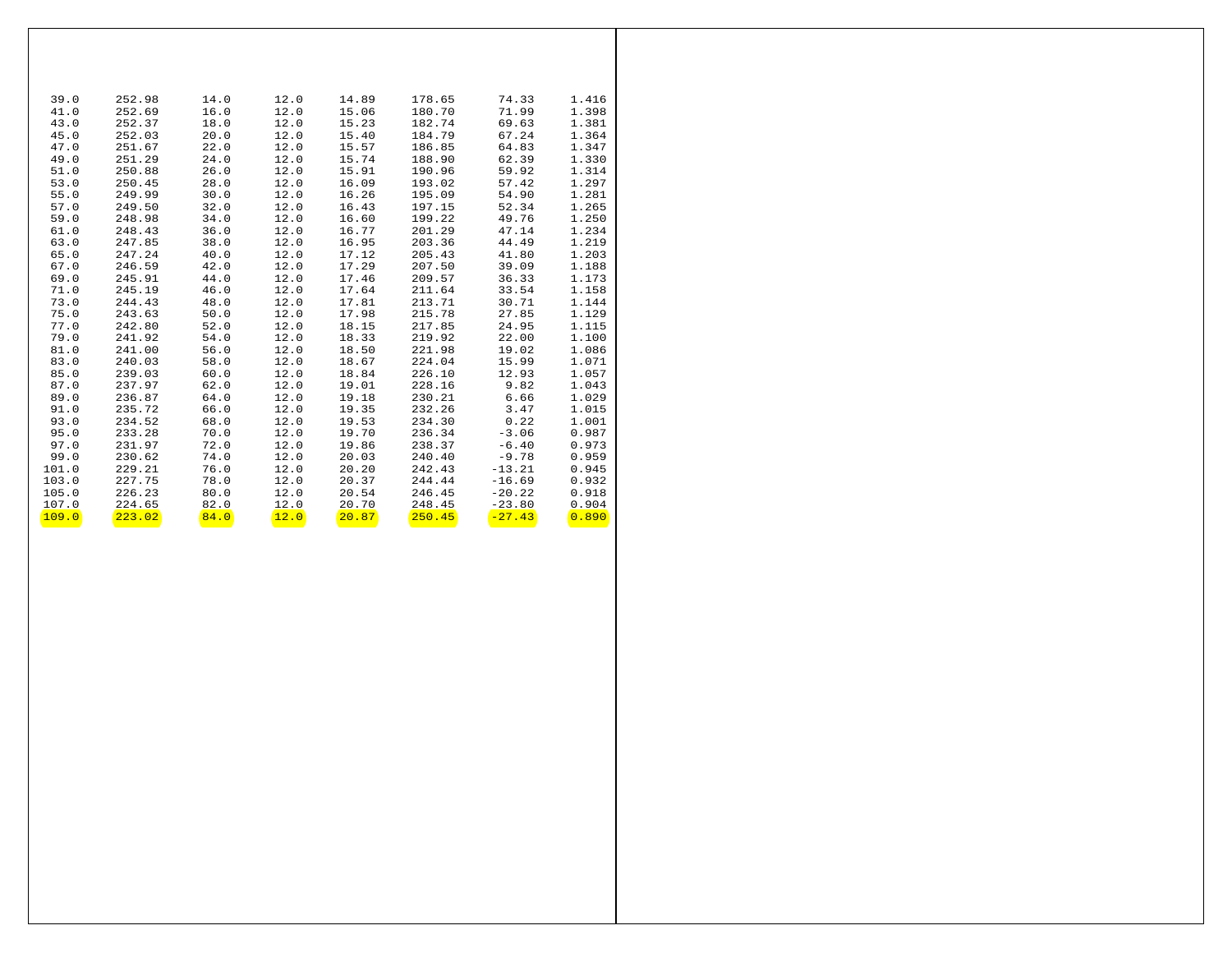| | | | | | | | |
|---|---|---|---|---|---|---|---|
| 39.0 | 252.98 | 14.0 | 12.0 | 14.89 | 178.65 | 74.33 | 1.416 |
| 41.0 | 252.69 | 16.0 | 12.0 | 15.06 | 180.70 | 71.99 | 1.398 |
| 43.0 | 252.37 | 18.0 | 12.0 | 15.23 | 182.74 | 69.63 | 1.381 |
| 45.0 | 252.03 | 20.0 | 12.0 | 15.40 | 184.79 | 67.24 | 1.364 |
| 47.0 | 251.67 | 22.0 | 12.0 | 15.57 | 186.85 | 64.83 | 1.347 |
| 49.0 | 251.29 | 24.0 | 12.0 | 15.74 | 188.90 | 62.39 | 1.330 |
| 51.0 | 250.88 | 26.0 | 12.0 | 15.91 | 190.96 | 59.92 | 1.314 |
| 53.0 | 250.45 | 28.0 | 12.0 | 16.09 | 193.02 | 57.42 | 1.297 |
| 55.0 | 249.99 | 30.0 | 12.0 | 16.26 | 195.09 | 54.90 | 1.281 |
| 57.0 | 249.50 | 32.0 | 12.0 | 16.43 | 197.15 | 52.34 | 1.265 |
| 59.0 | 248.98 | 34.0 | 12.0 | 16.60 | 199.22 | 49.76 | 1.250 |
| 61.0 | 248.43 | 36.0 | 12.0 | 16.77 | 201.29 | 47.14 | 1.234 |
| 63.0 | 247.85 | 38.0 | 12.0 | 16.95 | 203.36 | 44.49 | 1.219 |
| 65.0 | 247.24 | 40.0 | 12.0 | 17.12 | 205.43 | 41.80 | 1.203 |
| 67.0 | 246.59 | 42.0 | 12.0 | 17.29 | 207.50 | 39.09 | 1.188 |
| 69.0 | 245.91 | 44.0 | 12.0 | 17.46 | 209.57 | 36.33 | 1.173 |
| 71.0 | 245.19 | 46.0 | 12.0 | 17.64 | 211.64 | 33.54 | 1.158 |
| 73.0 | 244.43 | 48.0 | 12.0 | 17.81 | 213.71 | 30.71 | 1.144 |
| 75.0 | 243.63 | 50.0 | 12.0 | 17.98 | 215.78 | 27.85 | 1.129 |
| 77.0 | 242.80 | 52.0 | 12.0 | 18.15 | 217.85 | 24.95 | 1.115 |
| 79.0 | 241.92 | 54.0 | 12.0 | 18.33 | 219.92 | 22.00 | 1.100 |
| 81.0 | 241.00 | 56.0 | 12.0 | 18.50 | 221.98 | 19.02 | 1.086 |
| 83.0 | 240.03 | 58.0 | 12.0 | 18.67 | 224.04 | 15.99 | 1.071 |
| 85.0 | 239.03 | 60.0 | 12.0 | 18.84 | 226.10 | 12.93 | 1.057 |
| 87.0 | 237.97 | 62.0 | 12.0 | 19.01 | 228.16 | 9.82 | 1.043 |
| 89.0 | 236.87 | 64.0 | 12.0 | 19.18 | 230.21 | 6.66 | 1.029 |
| 91.0 | 235.72 | 66.0 | 12.0 | 19.35 | 232.26 | 3.47 | 1.015 |
| 93.0 | 234.52 | 68.0 | 12.0 | 19.53 | 234.30 | 0.22 | 1.001 |
| 95.0 | 233.28 | 70.0 | 12.0 | 19.70 | 236.34 | -3.06 | 0.987 |
| 97.0 | 231.97 | 72.0 | 12.0 | 19.86 | 238.37 | -6.40 | 0.973 |
| 99.0 | 230.62 | 74.0 | 12.0 | 20.03 | 240.40 | -9.78 | 0.959 |
| 101.0 | 229.21 | 76.0 | 12.0 | 20.20 | 242.43 | -13.21 | 0.945 |
| 103.0 | 227.75 | 78.0 | 12.0 | 20.37 | 244.44 | -16.69 | 0.932 |
| 105.0 | 226.23 | 80.0 | 12.0 | 20.54 | 246.45 | -20.22 | 0.918 |
| 107.0 | 224.65 | 82.0 | 12.0 | 20.70 | 248.45 | -23.80 | 0.904 |
| 109.0 | 223.02 | 84.0 | 12.0 | 20.87 | 250.45 | -27.43 | 0.890 |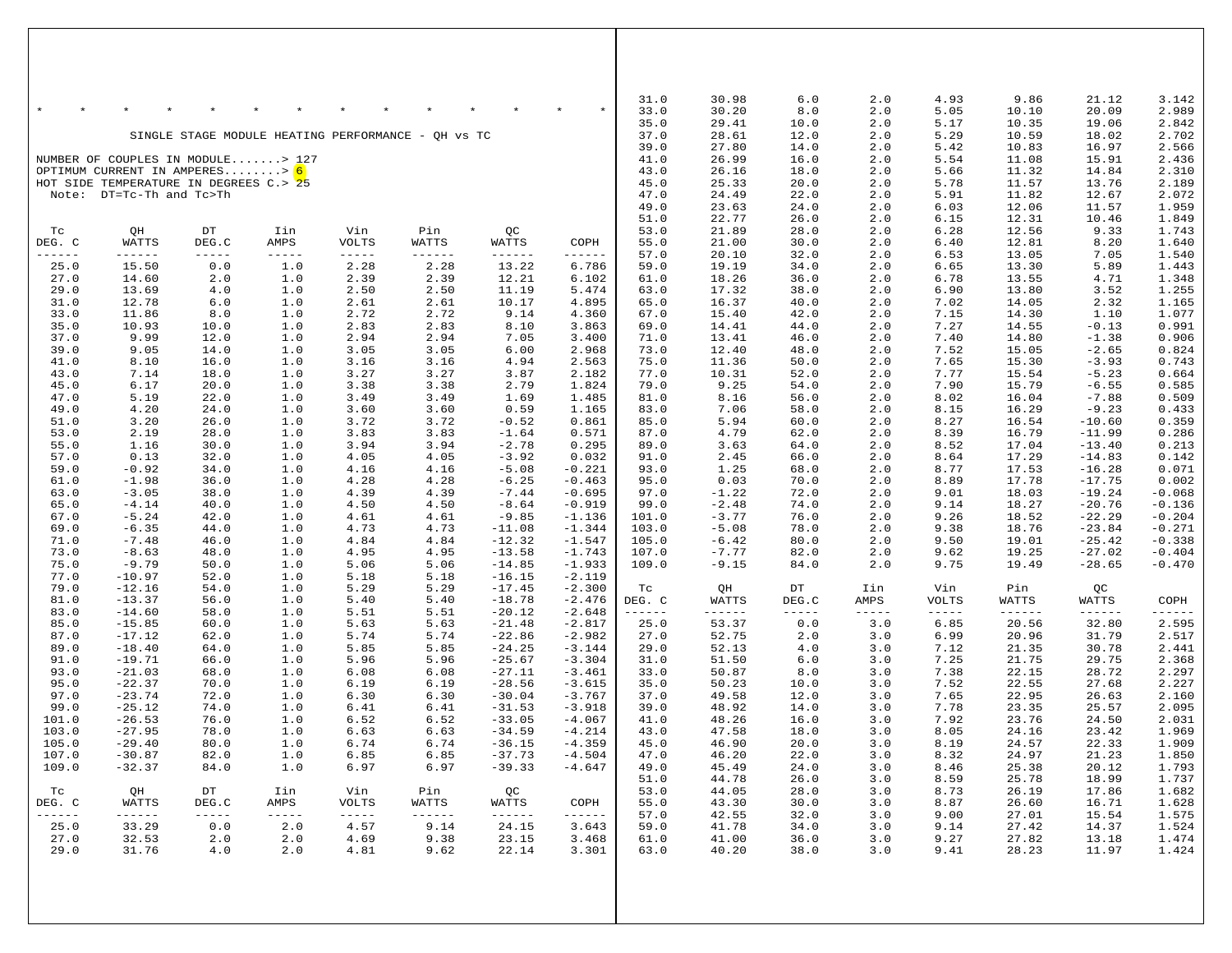\* \* \* \* \* \* \* \* \* \* \* \* \* \*

SINGLE STAGE MODULE HEATING PERFORMANCE - QH vs TC

NUMBER OF COUPLES IN MODULE.......> 127
OPTIMUM CURRENT IN AMPERES........> 6
HOT SIDE TEMPERATURE IN DEGREES C.> 25
Note: DT=Tc-Th and Tc>Th

| Tc DEG. C | QH WATTS | DT DEG.C | Iin AMPS | Vin VOLTS | Pin WATTS | QC WATTS | COPH |
|---|---|---|---|---|---|---|---|
| 25.0 | 15.50 | 0.0 | 1.0 | 2.28 | 2.28 | 13.22 | 6.786 |
| 27.0 | 14.60 | 2.0 | 1.0 | 2.39 | 2.39 | 12.21 | 6.102 |
| 29.0 | 13.69 | 4.0 | 1.0 | 2.50 | 2.50 | 11.19 | 5.474 |
| 31.0 | 12.78 | 6.0 | 1.0 | 2.61 | 2.61 | 10.17 | 4.895 |
| 33.0 | 11.86 | 8.0 | 1.0 | 2.72 | 2.72 | 9.14 | 4.360 |
| 35.0 | 10.93 | 10.0 | 1.0 | 2.83 | 2.83 | 8.10 | 3.863 |
| 37.0 | 9.99 | 12.0 | 1.0 | 2.94 | 2.94 | 7.05 | 3.400 |
| 39.0 | 9.05 | 14.0 | 1.0 | 3.05 | 3.05 | 6.00 | 2.968 |
| 41.0 | 8.10 | 16.0 | 1.0 | 3.16 | 3.16 | 4.94 | 2.563 |
| 43.0 | 7.14 | 18.0 | 1.0 | 3.27 | 3.27 | 3.87 | 2.182 |
| 45.0 | 6.17 | 20.0 | 1.0 | 3.38 | 3.38 | 2.79 | 1.824 |
| 47.0 | 5.19 | 22.0 | 1.0 | 3.49 | 3.49 | 1.69 | 1.485 |
| 49.0 | 4.20 | 24.0 | 1.0 | 3.60 | 3.60 | 0.59 | 1.165 |
| 51.0 | 3.20 | 26.0 | 1.0 | 3.72 | 3.72 | -0.52 | 0.861 |
| 53.0 | 2.19 | 28.0 | 1.0 | 3.83 | 3.83 | -1.64 | 0.571 |
| 55.0 | 1.16 | 30.0 | 1.0 | 3.94 | 3.94 | -2.78 | 0.295 |
| 57.0 | 0.13 | 32.0 | 1.0 | 4.05 | 4.05 | -3.92 | 0.032 |
| 59.0 | -0.92 | 34.0 | 1.0 | 4.16 | 4.16 | -5.08 | -0.221 |
| 61.0 | -1.98 | 36.0 | 1.0 | 4.28 | 4.28 | -6.25 | -0.463 |
| 63.0 | -3.05 | 38.0 | 1.0 | 4.39 | 4.39 | -7.44 | -0.695 |
| 65.0 | -4.14 | 40.0 | 1.0 | 4.50 | 4.50 | -8.64 | -0.919 |
| 67.0 | -5.24 | 42.0 | 1.0 | 4.61 | 4.61 | -9.85 | -1.136 |
| 69.0 | -6.35 | 44.0 | 1.0 | 4.73 | 4.73 | -11.08 | -1.344 |
| 71.0 | -7.48 | 46.0 | 1.0 | 4.84 | 4.84 | -12.32 | -1.547 |
| 73.0 | -8.63 | 48.0 | 1.0 | 4.95 | 4.95 | -13.58 | -1.743 |
| 75.0 | -9.79 | 50.0 | 1.0 | 5.06 | 5.06 | -14.85 | -1.933 |
| 77.0 | -10.97 | 52.0 | 1.0 | 5.18 | 5.18 | -16.15 | -2.119 |
| 79.0 | -12.16 | 54.0 | 1.0 | 5.29 | 5.29 | -17.45 | -2.300 |
| 81.0 | -13.37 | 56.0 | 1.0 | 5.40 | 5.40 | -18.78 | -2.476 |
| 83.0 | -14.60 | 58.0 | 1.0 | 5.51 | 5.51 | -20.12 | -2.648 |
| 85.0 | -15.85 | 60.0 | 1.0 | 5.63 | 5.63 | -21.48 | -2.817 |
| 87.0 | -17.12 | 62.0 | 1.0 | 5.74 | 5.74 | -22.86 | -2.982 |
| 89.0 | -18.40 | 64.0 | 1.0 | 5.85 | 5.85 | -24.25 | -3.144 |
| 91.0 | -19.71 | 66.0 | 1.0 | 5.96 | 5.96 | -25.67 | -3.304 |
| 93.0 | -21.03 | 68.0 | 1.0 | 6.08 | 6.08 | -27.11 | -3.461 |
| 95.0 | -22.37 | 70.0 | 1.0 | 6.19 | 6.19 | -28.56 | -3.615 |
| 97.0 | -23.74 | 72.0 | 1.0 | 6.30 | 6.30 | -30.04 | -3.767 |
| 99.0 | -25.12 | 74.0 | 1.0 | 6.41 | 6.41 | -31.53 | -3.918 |
| 101.0 | -26.53 | 76.0 | 1.0 | 6.52 | 6.52 | -33.05 | -4.067 |
| 103.0 | -27.95 | 78.0 | 1.0 | 6.63 | 6.63 | -34.59 | -4.214 |
| 105.0 | -29.40 | 80.0 | 1.0 | 6.74 | 6.74 | -36.15 | -4.359 |
| 107.0 | -30.87 | 82.0 | 1.0 | 6.85 | 6.85 | -37.73 | -4.504 |
| 109.0 | -32.37 | 84.0 | 1.0 | 6.97 | 6.97 | -39.33 | -4.647 |

| Tc DEG. C | QH WATTS | DT DEG.C | Iin AMPS | Vin VOLTS | Pin WATTS | QC WATTS | COPH |
|---|---|---|---|---|---|---|---|
| 25.0 | 33.29 | 0.0 | 2.0 | 4.57 | 9.14 | 24.15 | 3.643 |
| 27.0 | 32.53 | 2.0 | 2.0 | 4.69 | 9.38 | 23.15 | 3.468 |
| 29.0 | 31.76 | 4.0 | 2.0 | 4.81 | 9.62 | 22.14 | 3.301 |
| 31.0 | 30.98 | 6.0 | 2.0 | 4.93 | 9.86 | 21.12 | 3.142 |
| 33.0 | 30.20 | 8.0 | 2.0 | 5.05 | 10.10 | 20.09 | 2.989 |
| 35.0 | 29.41 | 10.0 | 2.0 | 5.17 | 10.35 | 19.06 | 2.842 |
| 37.0 | 28.61 | 12.0 | 2.0 | 5.29 | 10.59 | 18.02 | 2.702 |
| 39.0 | 27.80 | 14.0 | 2.0 | 5.42 | 10.83 | 16.97 | 2.566 |
| 41.0 | 26.99 | 16.0 | 2.0 | 5.54 | 11.08 | 15.91 | 2.436 |
| 43.0 | 26.16 | 18.0 | 2.0 | 5.66 | 11.32 | 14.84 | 2.310 |
| 45.0 | 25.33 | 20.0 | 2.0 | 5.78 | 11.57 | 13.76 | 2.189 |
| 47.0 | 24.49 | 22.0 | 2.0 | 5.91 | 11.82 | 12.67 | 2.072 |
| 49.0 | 23.63 | 24.0 | 2.0 | 6.03 | 12.06 | 11.57 | 1.959 |
| 51.0 | 22.77 | 26.0 | 2.0 | 6.15 | 12.31 | 10.46 | 1.849 |
| 53.0 | 21.89 | 28.0 | 2.0 | 6.28 | 12.56 | 9.33 | 1.743 |
| 55.0 | 21.00 | 30.0 | 2.0 | 6.40 | 12.81 | 8.20 | 1.640 |
| 57.0 | 20.10 | 32.0 | 2.0 | 6.53 | 13.05 | 7.05 | 1.540 |
| 59.0 | 19.19 | 34.0 | 2.0 | 6.65 | 13.30 | 5.89 | 1.443 |
| 61.0 | 18.26 | 36.0 | 2.0 | 6.78 | 13.55 | 4.71 | 1.348 |
| 63.0 | 17.32 | 38.0 | 2.0 | 6.90 | 13.80 | 3.52 | 1.255 |
| 65.0 | 16.37 | 40.0 | 2.0 | 7.02 | 14.05 | 2.32 | 1.165 |
| 67.0 | 15.40 | 42.0 | 2.0 | 7.15 | 14.30 | 1.10 | 1.077 |
| 69.0 | 14.41 | 44.0 | 2.0 | 7.27 | 14.55 | -0.13 | 0.991 |
| 71.0 | 13.41 | 46.0 | 2.0 | 7.40 | 14.80 | -1.38 | 0.906 |
| 73.0 | 12.40 | 48.0 | 2.0 | 7.52 | 15.05 | -2.65 | 0.824 |
| 75.0 | 11.36 | 50.0 | 2.0 | 7.65 | 15.30 | -3.93 | 0.743 |
| 77.0 | 10.31 | 52.0 | 2.0 | 7.77 | 15.54 | -5.23 | 0.664 |
| 79.0 | 9.25 | 54.0 | 2.0 | 7.90 | 15.79 | -6.55 | 0.585 |
| 81.0 | 8.16 | 56.0 | 2.0 | 8.02 | 16.04 | -7.88 | 0.509 |
| 83.0 | 7.06 | 58.0 | 2.0 | 8.15 | 16.29 | -9.23 | 0.433 |
| 85.0 | 5.94 | 60.0 | 2.0 | 8.27 | 16.54 | -10.60 | 0.359 |
| 87.0 | 4.79 | 62.0 | 2.0 | 8.39 | 16.79 | -11.99 | 0.286 |
| 89.0 | 3.63 | 64.0 | 2.0 | 8.52 | 17.04 | -13.40 | 0.213 |
| 91.0 | 2.45 | 66.0 | 2.0 | 8.64 | 17.29 | -14.83 | 0.142 |
| 93.0 | 1.25 | 68.0 | 2.0 | 8.77 | 17.53 | -16.28 | 0.071 |
| 95.0 | 0.03 | 70.0 | 2.0 | 8.89 | 17.78 | -17.75 | 0.002 |
| 97.0 | -1.22 | 72.0 | 2.0 | 9.01 | 18.03 | -19.24 | -0.068 |
| 99.0 | -2.48 | 74.0 | 2.0 | 9.14 | 18.27 | -20.76 | -0.136 |
| 101.0 | -3.77 | 76.0 | 2.0 | 9.26 | 18.52 | -22.29 | -0.204 |
| 103.0 | -5.08 | 78.0 | 2.0 | 9.38 | 18.76 | -23.84 | -0.271 |
| 105.0 | -6.42 | 80.0 | 2.0 | 9.50 | 19.01 | -25.42 | -0.338 |
| 107.0 | -7.77 | 82.0 | 2.0 | 9.62 | 19.25 | -27.02 | -0.404 |
| 109.0 | -9.15 | 84.0 | 2.0 | 9.75 | 19.49 | -28.65 | -0.470 |

| Tc DEG. C | QH WATTS | DT DEG.C | Iin AMPS | Vin VOLTS | Pin WATTS | QC WATTS | COPH |
|---|---|---|---|---|---|---|---|
| 25.0 | 53.37 | 0.0 | 3.0 | 6.85 | 20.56 | 32.80 | 2.595 |
| 27.0 | 52.75 | 2.0 | 3.0 | 6.99 | 20.96 | 31.79 | 2.517 |
| 29.0 | 52.13 | 4.0 | 3.0 | 7.12 | 21.35 | 30.78 | 2.441 |
| 31.0 | 51.50 | 6.0 | 3.0 | 7.25 | 21.75 | 29.75 | 2.368 |
| 33.0 | 50.87 | 8.0 | 3.0 | 7.38 | 22.15 | 28.72 | 2.297 |
| 35.0 | 50.23 | 10.0 | 3.0 | 7.52 | 22.55 | 27.68 | 2.227 |
| 37.0 | 49.58 | 12.0 | 3.0 | 7.65 | 22.95 | 26.63 | 2.160 |
| 39.0 | 48.92 | 14.0 | 3.0 | 7.78 | 23.35 | 25.57 | 2.095 |
| 41.0 | 48.26 | 16.0 | 3.0 | 7.92 | 23.76 | 24.50 | 2.031 |
| 43.0 | 47.58 | 18.0 | 3.0 | 8.05 | 24.16 | 23.42 | 1.969 |
| 45.0 | 46.90 | 20.0 | 3.0 | 8.19 | 24.57 | 22.33 | 1.909 |
| 47.0 | 46.20 | 22.0 | 3.0 | 8.32 | 24.97 | 21.23 | 1.850 |
| 49.0 | 45.49 | 24.0 | 3.0 | 8.46 | 25.38 | 20.12 | 1.793 |
| 51.0 | 44.78 | 26.0 | 3.0 | 8.59 | 25.78 | 18.99 | 1.737 |
| 53.0 | 44.05 | 28.0 | 3.0 | 8.73 | 26.19 | 17.86 | 1.682 |
| 55.0 | 43.30 | 30.0 | 3.0 | 8.87 | 26.60 | 16.71 | 1.628 |
| 57.0 | 42.55 | 32.0 | 3.0 | 9.00 | 27.01 | 15.54 | 1.575 |
| 59.0 | 41.78 | 34.0 | 3.0 | 9.14 | 27.42 | 14.37 | 1.524 |
| 61.0 | 41.00 | 36.0 | 3.0 | 9.27 | 27.82 | 13.18 | 1.474 |
| 63.0 | 40.20 | 38.0 | 3.0 | 9.41 | 28.23 | 11.97 | 1.424 |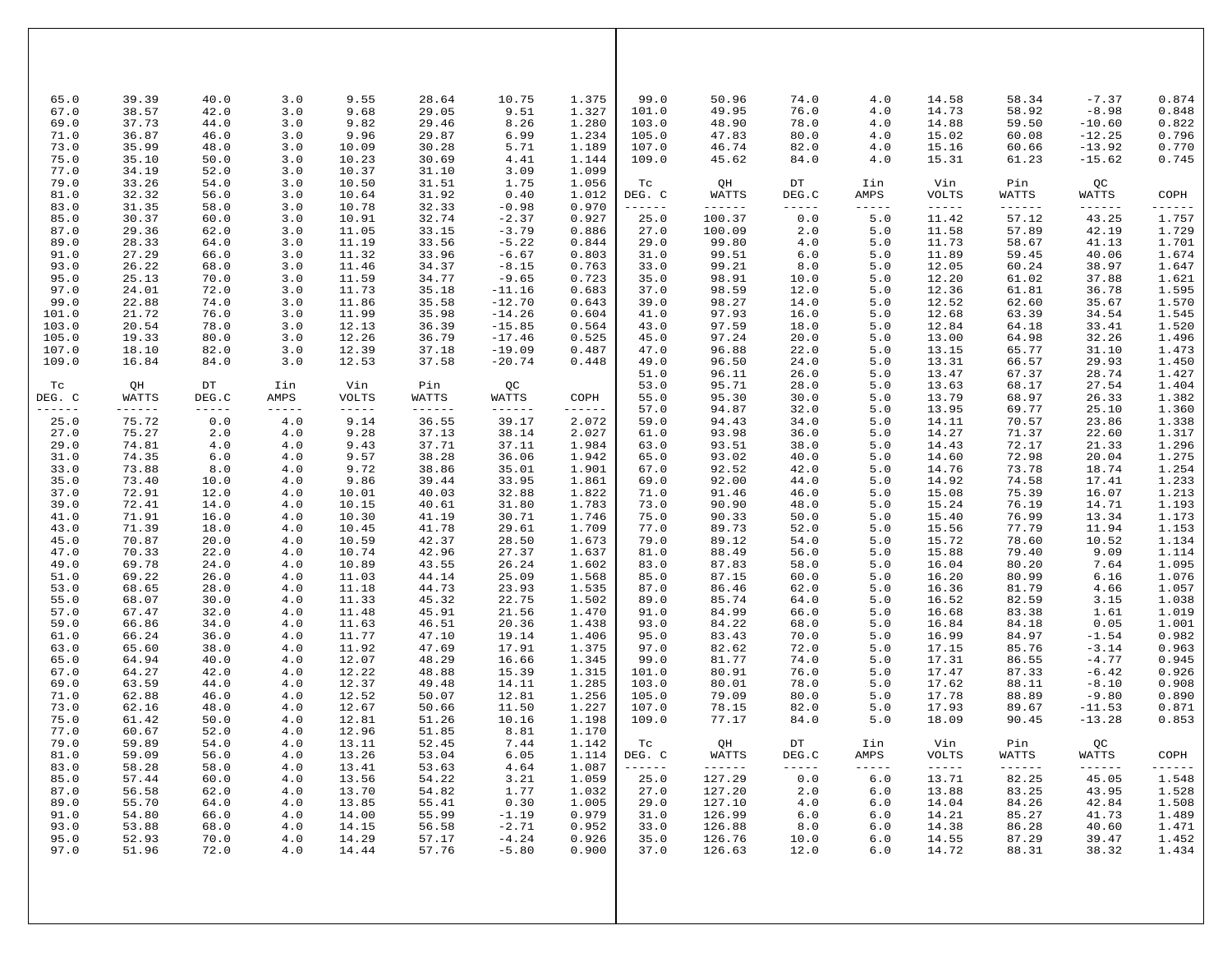| Tc DEG. C | QH WATTS | DT DEG.C | Iin AMPS | Vin VOLTS | Pin WATTS | QC WATTS | COPH |
|---|---|---|---|---|---|---|---|
| 65.0 | 39.39 | 40.0 | 3.0 | 9.55 | 28.64 | 10.75 | 1.375 |
| 67.0 | 38.57 | 42.0 | 3.0 | 9.68 | 29.05 | 9.51 | 1.327 |
| 69.0 | 37.73 | 44.0 | 3.0 | 9.82 | 29.46 | 8.26 | 1.280 |
| 71.0 | 36.87 | 46.0 | 3.0 | 9.96 | 29.87 | 6.99 | 1.234 |
| 73.0 | 35.99 | 48.0 | 3.0 | 10.09 | 30.28 | 5.71 | 1.189 |
| 75.0 | 35.10 | 50.0 | 3.0 | 10.23 | 30.69 | 4.41 | 1.144 |
| 77.0 | 34.19 | 52.0 | 3.0 | 10.37 | 31.10 | 3.09 | 1.099 |
| 79.0 | 33.26 | 54.0 | 3.0 | 10.50 | 31.51 | 1.75 | 1.056 |
| 81.0 | 32.32 | 56.0 | 3.0 | 10.64 | 31.92 | 0.40 | 1.012 |
| 83.0 | 31.35 | 58.0 | 3.0 | 10.78 | 32.33 | -0.98 | 0.970 |
| 85.0 | 30.37 | 60.0 | 3.0 | 10.91 | 32.74 | -2.37 | 0.927 |
| 87.0 | 29.36 | 62.0 | 3.0 | 11.05 | 33.15 | -3.79 | 0.886 |
| 89.0 | 28.33 | 64.0 | 3.0 | 11.19 | 33.56 | -5.22 | 0.844 |
| 91.0 | 27.29 | 66.0 | 3.0 | 11.32 | 33.96 | -6.67 | 0.803 |
| 93.0 | 26.22 | 68.0 | 3.0 | 11.46 | 34.37 | -8.15 | 0.763 |
| 95.0 | 25.13 | 70.0 | 3.0 | 11.59 | 34.77 | -9.65 | 0.723 |
| 97.0 | 24.01 | 72.0 | 3.0 | 11.73 | 35.18 | -11.16 | 0.683 |
| 99.0 | 22.88 | 74.0 | 3.0 | 11.86 | 35.58 | -12.70 | 0.643 |
| 101.0 | 21.72 | 76.0 | 3.0 | 11.99 | 35.98 | -14.26 | 0.604 |
| 103.0 | 20.54 | 78.0 | 3.0 | 12.13 | 36.39 | -15.85 | 0.564 |
| 105.0 | 19.33 | 80.0 | 3.0 | 12.26 | 36.79 | -17.46 | 0.525 |
| 107.0 | 18.10 | 82.0 | 3.0 | 12.39 | 37.18 | -19.09 | 0.487 |
| 109.0 | 16.84 | 84.0 | 3.0 | 12.53 | 37.58 | -20.74 | 0.448 |

| Tc DEG. C | QH WATTS | DT DEG.C | Iin AMPS | Vin VOLTS | Pin WATTS | QC WATTS | COPH |
|---|---|---|---|---|---|---|---|
| 25.0 | 75.72 | 0.0 | 4.0 | 9.14 | 36.55 | 39.17 | 2.072 |
| 27.0 | 75.27 | 2.0 | 4.0 | 9.28 | 37.13 | 38.14 | 2.027 |
| 29.0 | 74.81 | 4.0 | 4.0 | 9.43 | 37.71 | 37.11 | 1.984 |
| 31.0 | 74.35 | 6.0 | 4.0 | 9.57 | 38.28 | 36.06 | 1.942 |
| 33.0 | 73.88 | 8.0 | 4.0 | 9.72 | 38.86 | 35.01 | 1.901 |
| 35.0 | 73.40 | 10.0 | 4.0 | 9.86 | 39.44 | 33.95 | 1.861 |
| 37.0 | 72.91 | 12.0 | 4.0 | 10.01 | 40.03 | 32.88 | 1.822 |
| 39.0 | 72.41 | 14.0 | 4.0 | 10.15 | 40.61 | 31.80 | 1.783 |
| 41.0 | 71.91 | 16.0 | 4.0 | 10.30 | 41.19 | 30.71 | 1.746 |
| 43.0 | 71.39 | 18.0 | 4.0 | 10.45 | 41.78 | 29.61 | 1.709 |
| 45.0 | 70.87 | 20.0 | 4.0 | 10.59 | 42.37 | 28.50 | 1.673 |
| 47.0 | 70.33 | 22.0 | 4.0 | 10.74 | 42.96 | 27.37 | 1.637 |
| 49.0 | 69.78 | 24.0 | 4.0 | 10.89 | 43.55 | 26.24 | 1.602 |
| 51.0 | 69.22 | 26.0 | 4.0 | 11.03 | 44.14 | 25.09 | 1.568 |
| 53.0 | 68.65 | 28.0 | 4.0 | 11.18 | 44.73 | 23.93 | 1.535 |
| 55.0 | 68.07 | 30.0 | 4.0 | 11.33 | 45.32 | 22.75 | 1.502 |
| 57.0 | 67.47 | 32.0 | 4.0 | 11.48 | 45.91 | 21.56 | 1.470 |
| 59.0 | 66.86 | 34.0 | 4.0 | 11.63 | 46.51 | 20.36 | 1.438 |
| 61.0 | 66.24 | 36.0 | 4.0 | 11.77 | 47.10 | 19.14 | 1.406 |
| 63.0 | 65.60 | 38.0 | 4.0 | 11.92 | 47.69 | 17.91 | 1.375 |
| 65.0 | 64.94 | 40.0 | 4.0 | 12.07 | 48.29 | 16.66 | 1.345 |
| 67.0 | 64.27 | 42.0 | 4.0 | 12.22 | 48.88 | 15.39 | 1.315 |
| 69.0 | 63.59 | 44.0 | 4.0 | 12.37 | 49.48 | 14.11 | 1.285 |
| 71.0 | 62.88 | 46.0 | 4.0 | 12.52 | 50.07 | 12.81 | 1.256 |
| 73.0 | 62.16 | 48.0 | 4.0 | 12.67 | 50.66 | 11.50 | 1.227 |
| 75.0 | 61.42 | 50.0 | 4.0 | 12.81 | 51.26 | 10.16 | 1.198 |
| 77.0 | 60.67 | 52.0 | 4.0 | 12.96 | 51.85 | 8.81 | 1.170 |
| 79.0 | 59.89 | 54.0 | 4.0 | 13.11 | 52.45 | 7.44 | 1.142 |
| 81.0 | 59.09 | 56.0 | 4.0 | 13.26 | 53.04 | 6.05 | 1.114 |
| 83.0 | 58.28 | 58.0 | 4.0 | 13.41 | 53.63 | 4.64 | 1.087 |
| 85.0 | 57.44 | 60.0 | 4.0 | 13.56 | 54.22 | 3.21 | 1.059 |
| 87.0 | 56.58 | 62.0 | 4.0 | 13.70 | 54.82 | 1.77 | 1.032 |
| 89.0 | 55.70 | 64.0 | 4.0 | 13.85 | 55.41 | 0.30 | 1.005 |
| 91.0 | 54.80 | 66.0 | 4.0 | 14.00 | 55.99 | -1.19 | 0.979 |
| 93.0 | 53.88 | 68.0 | 4.0 | 14.15 | 56.58 | -2.71 | 0.952 |
| 95.0 | 52.93 | 70.0 | 4.0 | 14.29 | 57.17 | -4.24 | 0.926 |
| 97.0 | 51.96 | 72.0 | 4.0 | 14.44 | 57.76 | -5.80 | 0.900 |
| 99.0 | 50.96 | 74.0 | 4.0 | 14.58 | 58.34 | -7.37 | 0.874 |
| 101.0 | 49.95 | 76.0 | 4.0 | 14.73 | 58.92 | -8.98 | 0.848 |
| 103.0 | 48.90 | 78.0 | 4.0 | 14.88 | 59.50 | -10.60 | 0.822 |
| 105.0 | 47.83 | 80.0 | 4.0 | 15.02 | 60.08 | -12.25 | 0.796 |
| 107.0 | 46.74 | 82.0 | 4.0 | 15.16 | 60.66 | -13.92 | 0.770 |
| 109.0 | 45.62 | 84.0 | 4.0 | 15.31 | 61.23 | -15.62 | 0.745 |

| Tc DEG. C | QH WATTS | DT DEG.C | Iin AMPS | Vin VOLTS | Pin WATTS | QC WATTS | COPH |
|---|---|---|---|---|---|---|---|
| 25.0 | 100.37 | 0.0 | 5.0 | 11.42 | 57.12 | 43.25 | 1.757 |
| 27.0 | 100.09 | 2.0 | 5.0 | 11.58 | 57.89 | 42.19 | 1.729 |
| 29.0 | 99.80 | 4.0 | 5.0 | 11.73 | 58.67 | 41.13 | 1.701 |
| 31.0 | 99.51 | 6.0 | 5.0 | 11.89 | 59.45 | 40.06 | 1.674 |
| 33.0 | 99.21 | 8.0 | 5.0 | 12.05 | 60.24 | 38.97 | 1.647 |
| 35.0 | 98.91 | 10.0 | 5.0 | 12.20 | 61.02 | 37.88 | 1.621 |
| 37.0 | 98.59 | 12.0 | 5.0 | 12.36 | 61.81 | 36.78 | 1.595 |
| 39.0 | 98.27 | 14.0 | 5.0 | 12.52 | 62.60 | 35.67 | 1.570 |
| 41.0 | 97.93 | 16.0 | 5.0 | 12.68 | 63.39 | 34.54 | 1.545 |
| 43.0 | 97.59 | 18.0 | 5.0 | 12.84 | 64.18 | 33.41 | 1.520 |
| 45.0 | 97.24 | 20.0 | 5.0 | 13.00 | 64.98 | 32.26 | 1.496 |
| 47.0 | 96.88 | 22.0 | 5.0 | 13.15 | 65.77 | 31.10 | 1.473 |
| 49.0 | 96.50 | 24.0 | 5.0 | 13.31 | 66.57 | 29.93 | 1.450 |
| 51.0 | 96.11 | 26.0 | 5.0 | 13.47 | 67.37 | 28.74 | 1.427 |
| 53.0 | 95.71 | 28.0 | 5.0 | 13.63 | 68.17 | 27.54 | 1.404 |
| 55.0 | 95.30 | 30.0 | 5.0 | 13.79 | 68.97 | 26.33 | 1.382 |
| 57.0 | 94.87 | 32.0 | 5.0 | 13.95 | 69.77 | 25.10 | 1.360 |
| 59.0 | 94.43 | 34.0 | 5.0 | 14.11 | 70.57 | 23.86 | 1.338 |
| 61.0 | 93.98 | 36.0 | 5.0 | 14.27 | 71.37 | 22.60 | 1.317 |
| 63.0 | 93.51 | 38.0 | 5.0 | 14.43 | 72.17 | 21.33 | 1.296 |
| 65.0 | 93.02 | 40.0 | 5.0 | 14.60 | 72.98 | 20.04 | 1.275 |
| 67.0 | 92.52 | 42.0 | 5.0 | 14.76 | 73.78 | 18.74 | 1.254 |
| 69.0 | 92.00 | 44.0 | 5.0 | 14.92 | 74.58 | 17.41 | 1.233 |
| 71.0 | 91.46 | 46.0 | 5.0 | 15.08 | 75.39 | 16.07 | 1.213 |
| 73.0 | 90.90 | 48.0 | 5.0 | 15.24 | 76.19 | 14.71 | 1.193 |
| 75.0 | 90.33 | 50.0 | 5.0 | 15.40 | 76.99 | 13.34 | 1.173 |
| 77.0 | 89.73 | 52.0 | 5.0 | 15.56 | 77.79 | 11.94 | 1.153 |
| 79.0 | 89.12 | 54.0 | 5.0 | 15.72 | 78.60 | 10.52 | 1.134 |
| 81.0 | 88.49 | 56.0 | 5.0 | 15.88 | 79.40 | 9.09 | 1.114 |
| 83.0 | 87.83 | 58.0 | 5.0 | 16.04 | 80.20 | 7.64 | 1.095 |
| 85.0 | 87.15 | 60.0 | 5.0 | 16.20 | 80.99 | 6.16 | 1.076 |
| 87.0 | 86.46 | 62.0 | 5.0 | 16.36 | 81.79 | 4.66 | 1.057 |
| 89.0 | 85.74 | 64.0 | 5.0 | 16.52 | 82.59 | 3.15 | 1.038 |
| 91.0 | 84.99 | 66.0 | 5.0 | 16.68 | 83.38 | 1.61 | 1.019 |
| 93.0 | 84.22 | 68.0 | 5.0 | 16.84 | 84.18 | 0.05 | 1.001 |
| 95.0 | 83.43 | 70.0 | 5.0 | 16.99 | 84.97 | -1.54 | 0.982 |
| 97.0 | 82.62 | 72.0 | 5.0 | 17.15 | 85.76 | -3.14 | 0.963 |
| 99.0 | 81.77 | 74.0 | 5.0 | 17.31 | 86.55 | -4.77 | 0.945 |
| 101.0 | 80.91 | 76.0 | 5.0 | 17.47 | 87.33 | -6.42 | 0.926 |
| 103.0 | 80.01 | 78.0 | 5.0 | 17.62 | 88.11 | -8.10 | 0.908 |
| 105.0 | 79.09 | 80.0 | 5.0 | 17.78 | 88.89 | -9.80 | 0.890 |
| 107.0 | 78.15 | 82.0 | 5.0 | 17.93 | 89.67 | -11.53 | 0.871 |
| 109.0 | 77.17 | 84.0 | 5.0 | 18.09 | 90.45 | -13.28 | 0.853 |

| Tc DEG. C | QH WATTS | DT DEG.C | Iin AMPS | Vin VOLTS | Pin WATTS | QC WATTS | COPH |
|---|---|---|---|---|---|---|---|
| 25.0 | 127.29 | 0.0 | 6.0 | 13.71 | 82.25 | 45.05 | 1.548 |
| 27.0 | 127.20 | 2.0 | 6.0 | 13.88 | 83.25 | 43.95 | 1.528 |
| 29.0 | 127.10 | 4.0 | 6.0 | 14.04 | 84.26 | 42.84 | 1.508 |
| 31.0 | 126.99 | 6.0 | 6.0 | 14.21 | 85.27 | 41.73 | 1.489 |
| 33.0 | 126.88 | 8.0 | 6.0 | 14.38 | 86.28 | 40.60 | 1.471 |
| 35.0 | 126.76 | 10.0 | 6.0 | 14.55 | 87.29 | 39.47 | 1.452 |
| 37.0 | 126.63 | 12.0 | 6.0 | 14.72 | 88.31 | 38.32 | 1.434 |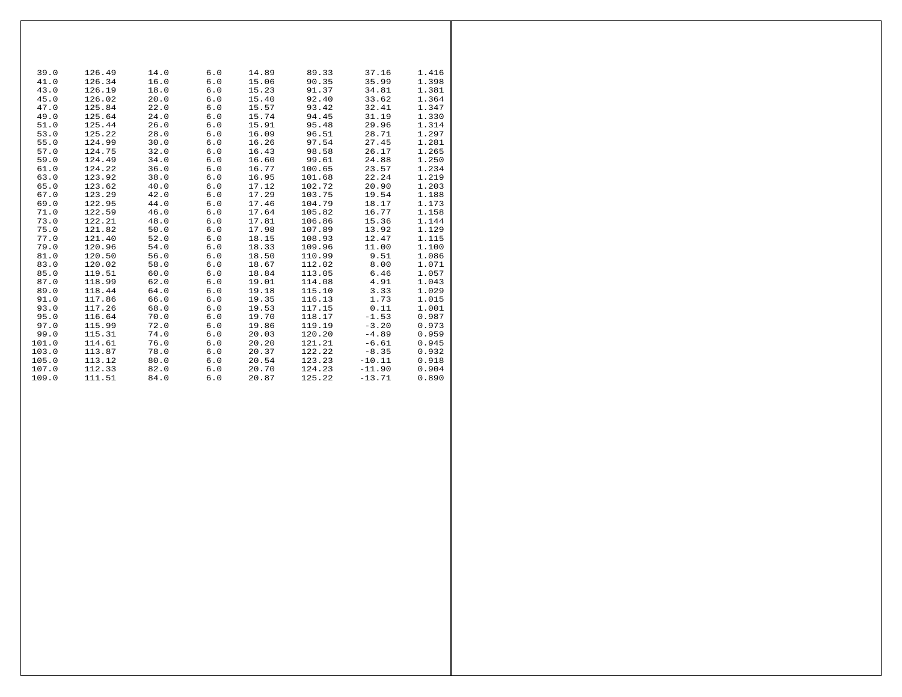| | | | | | | | |
|---|---|---|---|---|---|---|---|
| 39.0 | 126.49 | 14.0 | 6.0 | 14.89 | 89.33 | 37.16 | 1.416 |
| 41.0 | 126.34 | 16.0 | 6.0 | 15.06 | 90.35 | 35.99 | 1.398 |
| 43.0 | 126.19 | 18.0 | 6.0 | 15.23 | 91.37 | 34.81 | 1.381 |
| 45.0 | 126.02 | 20.0 | 6.0 | 15.40 | 92.40 | 33.62 | 1.364 |
| 47.0 | 125.84 | 22.0 | 6.0 | 15.57 | 93.42 | 32.41 | 1.347 |
| 49.0 | 125.64 | 24.0 | 6.0 | 15.74 | 94.45 | 31.19 | 1.330 |
| 51.0 | 125.44 | 26.0 | 6.0 | 15.91 | 95.48 | 29.96 | 1.314 |
| 53.0 | 125.22 | 28.0 | 6.0 | 16.09 | 96.51 | 28.71 | 1.297 |
| 55.0 | 124.99 | 30.0 | 6.0 | 16.26 | 97.54 | 27.45 | 1.281 |
| 57.0 | 124.75 | 32.0 | 6.0 | 16.43 | 98.58 | 26.17 | 1.265 |
| 59.0 | 124.49 | 34.0 | 6.0 | 16.60 | 99.61 | 24.88 | 1.250 |
| 61.0 | 124.22 | 36.0 | 6.0 | 16.77 | 100.65 | 23.57 | 1.234 |
| 63.0 | 123.92 | 38.0 | 6.0 | 16.95 | 101.68 | 22.24 | 1.219 |
| 65.0 | 123.62 | 40.0 | 6.0 | 17.12 | 102.72 | 20.90 | 1.203 |
| 67.0 | 123.29 | 42.0 | 6.0 | 17.29 | 103.75 | 19.54 | 1.188 |
| 69.0 | 122.95 | 44.0 | 6.0 | 17.46 | 104.79 | 18.17 | 1.173 |
| 71.0 | 122.59 | 46.0 | 6.0 | 17.64 | 105.82 | 16.77 | 1.158 |
| 73.0 | 122.21 | 48.0 | 6.0 | 17.81 | 106.86 | 15.36 | 1.144 |
| 75.0 | 121.82 | 50.0 | 6.0 | 17.98 | 107.89 | 13.92 | 1.129 |
| 77.0 | 121.40 | 52.0 | 6.0 | 18.15 | 108.93 | 12.47 | 1.115 |
| 79.0 | 120.96 | 54.0 | 6.0 | 18.33 | 109.96 | 11.00 | 1.100 |
| 81.0 | 120.50 | 56.0 | 6.0 | 18.50 | 110.99 | 9.51 | 1.086 |
| 83.0 | 120.02 | 58.0 | 6.0 | 18.67 | 112.02 | 8.00 | 1.071 |
| 85.0 | 119.51 | 60.0 | 6.0 | 18.84 | 113.05 | 6.46 | 1.057 |
| 87.0 | 118.99 | 62.0 | 6.0 | 19.01 | 114.08 | 4.91 | 1.043 |
| 89.0 | 118.44 | 64.0 | 6.0 | 19.18 | 115.10 | 3.33 | 1.029 |
| 91.0 | 117.86 | 66.0 | 6.0 | 19.35 | 116.13 | 1.73 | 1.015 |
| 93.0 | 117.26 | 68.0 | 6.0 | 19.53 | 117.15 | 0.11 | 1.001 |
| 95.0 | 116.64 | 70.0 | 6.0 | 19.70 | 118.17 | -1.53 | 0.987 |
| 97.0 | 115.99 | 72.0 | 6.0 | 19.86 | 119.19 | -3.20 | 0.973 |
| 99.0 | 115.31 | 74.0 | 6.0 | 20.03 | 120.20 | -4.89 | 0.959 |
| 101.0 | 114.61 | 76.0 | 6.0 | 20.20 | 121.21 | -6.61 | 0.945 |
| 103.0 | 113.87 | 78.0 | 6.0 | 20.37 | 122.22 | -8.35 | 0.932 |
| 105.0 | 113.12 | 80.0 | 6.0 | 20.54 | 123.23 | -10.11 | 0.918 |
| 107.0 | 112.33 | 82.0 | 6.0 | 20.70 | 124.23 | -11.90 | 0.904 |
| 109.0 | 111.51 | 84.0 | 6.0 | 20.87 | 125.22 | -13.71 | 0.890 |